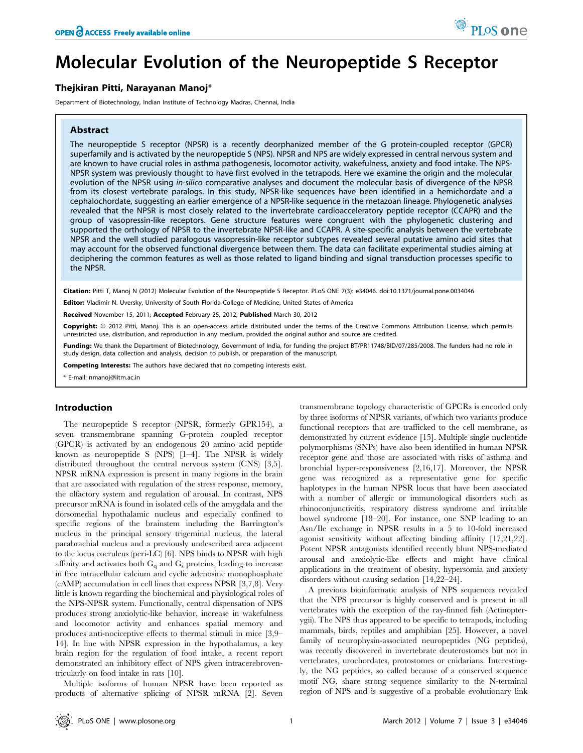# Molecular Evolution of the Neuropeptide S Receptor

**Thejkiran Pitti, Narayanan Manoj***

Department of Biotechnology, Indian Institute of Technology Madras, Chennai, India

## Abstract

The neuropeptide S receptor (NPSR) is a recently deorphanized member of the G protein-coupled receptor (GPCR) superfamily and is activated by the neuropeptide S (NPS). NPSR and NPS are widely expressed in central nervous system and are known to have crucial roles in asthma pathogenesis, locomotor activity, wakefulness, anxiety and food intake. The NPS-NPSR system was previously thought to have first evolved in the tetrapods. Here we examine the origin and the molecular evolution of the NPSR using *in-silico* comparative analyses and document the molecular basis of divergence of the NPSR from its closest vertebrate paralogs. In this study, NPSR-like sequences have been identified in a hemichordate and a cephalochordate, suggesting an earlier emergence of a NPSR-like sequence in the metazoan lineage. Phylogenetic analyses revealed that the NPSR is most closely related to the invertebrate cardioacceleratory peptide receptor (CCAPR) and the group of vasopressin-like receptors. Gene structure features were congruent with the phylogenetic clustering and supported the orthology of NPSR to the invertebrate NPSR-like and CCAPR. A site-specific analysis between the vertebrate NPSR and the well studied paralogous vasopressin-like receptor subtypes revealed several putative amino acid sites that may account for the observed functional divergence between them. The data can facilitate experimental studies aiming at deciphering the common features as well as those related to ligand binding and signal transduction processes specific to the NPSR.

**Citation:** Pitti T, Manoj N (2012) Molecular Evolution of the Neuropeptide S Receptor. PLoS ONE 7(3): e34046. doi:10.1371/journal.pone.0034046

**Editor:** Vladimir N. Uversky, University of South Florida College of Medicine, United States of America

**Received** November 15, 2011; **Accepted** February 25, 2012; **Published** March 30, 2012

**Copyright:** © 2012 Pitti, Manoj. This is an open-access article distributed under the terms of the Creative Commons Attribution License, which permits unrestricted use, distribution, and reproduction in any medium, provided the original author and source are credited.

**Funding:** We thank the Department of Biotechnology, Government of India, for funding the project BT/PR11748/BID/07/285/2008. The funders had no role in study design, data collection and analysis, decision to publish, or preparation of the manuscript.

**Competing Interests:** The authors have declared that no competing interests exist.

\* E-mail: nmanoj@iitm.ac.in

## Introduction

The neuropeptide S receptor (NPSR, formerly GPR154), a seven transmembrane spanning G-protein coupled receptor (GPCR) is activated by an endogenous 20 amino acid peptide known as neuropeptide S (NPS) [1–4]. The NPSR is widely distributed throughout the central nervous system (CNS) [3,5]. NPSR mRNA expression is present in many regions in the brain that are associated with regulation of the stress response, memory, the olfactory system and regulation of arousal. In contrast, NPS precursor mRNA is found in isolated cells of the amygdala and the dorsomedial hypothalamic nucleus and especially confined to specific regions of the brainstem including the Barrington's nucleus in the principal sensory trigeminal nucleus, the lateral parabrachial nucleus and a previously undescribed area adjacent to the locus coeruleus (peri-LC) [6]. NPS binds to NPSR with high affinity and activates both $G_q$ and $G_s$ proteins, leading to increase in free intracellular calcium and cyclic adenosine monophosphate (cAMP) accumulation in cell lines that express NPSR [3,7,8]. Very little is known regarding the biochemical and physiological roles of the NPS-NPSR system. Functionally, central dispensation of NPS produces strong anxiolytic-like behavior, increase in wakefulness and locomotor activity and enhances spatial memory and produces anti-nociceptive effects to thermal stimuli in mice [3,9–14]. In line with NPSR expression in the hypothalamus, a key brain region for the regulation of food intake, a recent report demonstrated an inhibitory effect of NPS given intracerebroventricularly on food intake in rats [10].

Multiple isoforms of human NPSR have been reported as products of alternative splicing of NPSR mRNA [2]. Seven transmembrane topology characteristic of GPCRs is encoded only by three isoforms of NPSR variants, of which two variants produce functional receptors that are trafficked to the cell membrane, as demonstrated by current evidence [15]. Multiple single nucleotide polymorphisms (SNPs) have also been identified in human NPSR receptor gene and those are associated with risks of asthma and bronchial hyper-responsiveness [2,16,17]. Moreover, the NPSR gene was recognized as a representative gene for specific haplotypes in the human NPSR locus that have been associated with a number of allergic or immunological disorders such as rhinoconjunctivitis, respiratory distress syndrome and irritable bowel syndrome [18–20]. For instance, one SNP leading to an Asn/Ile exchange in NPSR results in a 5 to 10-fold increased agonist sensitivity without affecting binding affinity [17,21,22]. Potent NPSR antagonists identified recently blunt NPS-mediated arousal and anxiolytic-like effects and might have clinical applications in the treatment of obesity, hypersomia and anxiety disorders without causing sedation [14,22–24].

A previous bioinformatic analysis of NPS sequences revealed that the NPS precursor is highly conserved and is present in all vertebrates with the exception of the ray-finned fish (Actinopterygii). The NPS thus appeared to be specific to tetrapods, including mammals, birds, reptiles and amphibian [25]. However, a novel family of neurophysin-associated neuropeptides (NG peptides), was recently discovered in invertebrate deuterostomes but not in vertebrates, urochordates, protostomes or cnidarians. Interestingly, the NG peptides, so called because of a conserved sequence motif NG, share strong sequence similarity to the N-terminal region of NPS and is suggestive of a probable evolutionary link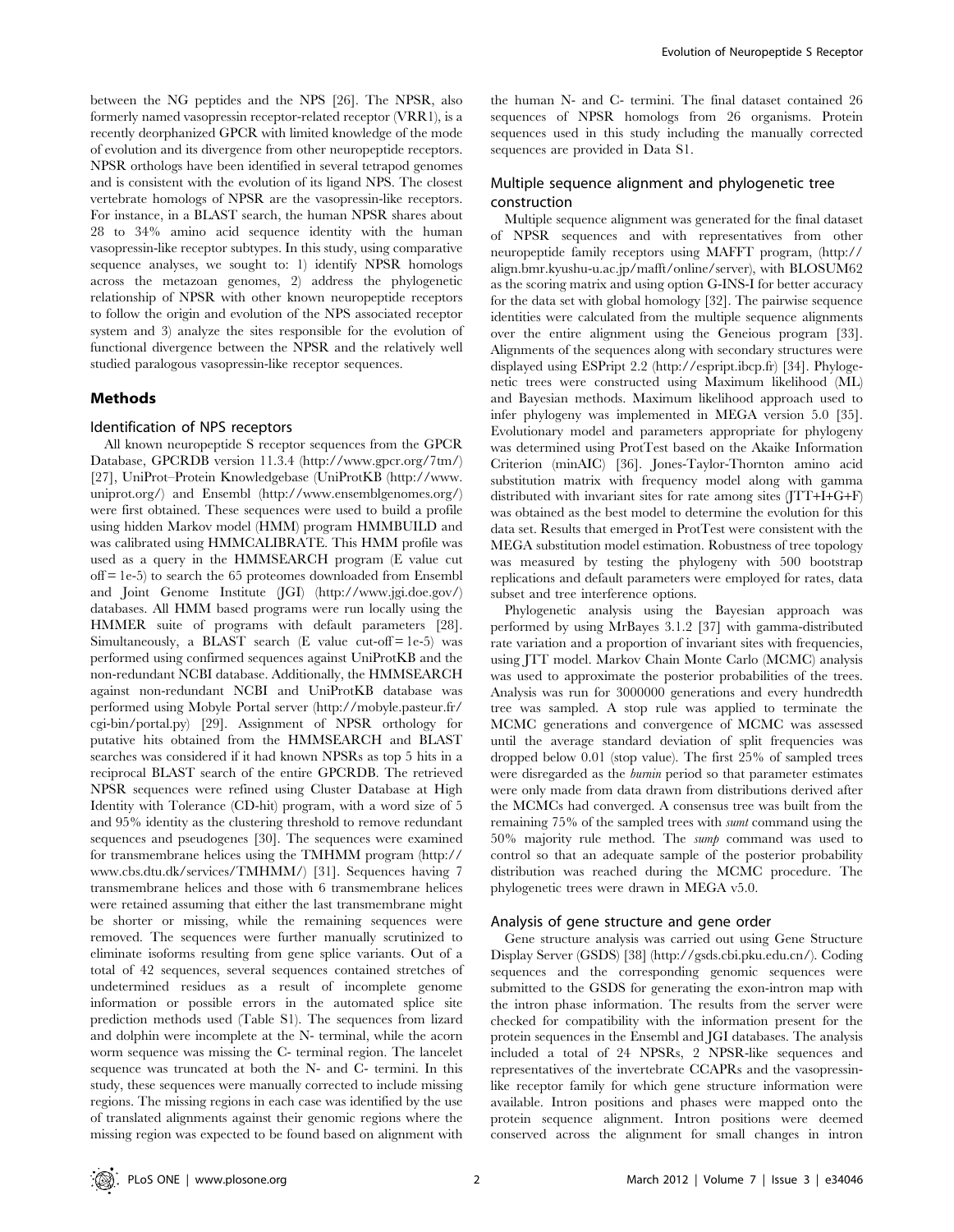between the NG peptides and the NPS [26]. The NPSR, also formerly named vasopressin receptor-related receptor (VRR1), is a recently deorphanized GPCR with limited knowledge of the mode of evolution and its divergence from other neuropeptide receptors. NPSR orthologs have been identified in several tetrapod genomes and is consistent with the evolution of its ligand NPS. The closest vertebrate homologs of NPSR are the vasopressin-like receptors. For instance, in a BLAST search, the human NPSR shares about 28 to 34% amino acid sequence identity with the human vasopressin-like receptor subtypes. In this study, using comparative sequence analyses, we sought to: 1) identify NPSR homologs across the metazoan genomes, 2) address the phylogenetic relationship of NPSR with other known neuropeptide receptors to follow the origin and evolution of the NPS associated receptor system and 3) analyze the sites responsible for the evolution of functional divergence between the NPSR and the relatively well studied paralogous vasopressin-like receptor sequences.

## Methods

### Identification of NPS receptors

All known neuropeptide S receptor sequences from the GPCR Database, GPCRDB version 11.3.4 (http://www.gpcr.org/7tm/) [27], UniProt–Protein Knowledgebase (UniProtKB (http://www.uniprot.org/) and Ensembl (http://www.ensemblgenomes.org/) were first obtained. These sequences were used to build a profile using hidden Markov model (HMM) program HMMBUILD and was calibrated using HMMCALIBRATE. This HMM profile was used as a query in the HMMSEARCH program (E value cut off = 1e-5) to search the 65 proteomes downloaded from Ensembl and Joint Genome Institute (JGI) (http://www.jgi.doe.gov/) databases. All HMM based programs were run locally using the HMMER suite of programs with default parameters [28]. Simultaneously, a BLAST search (E value cut-off = 1e-5) was performed using confirmed sequences against UniProtKB and the non-redundant NCBI database. Additionally, the HMMSEARCH against non-redundant NCBI and UniProtKB database was performed using Mobyle Portal server (http://mobyle.pasteur.fr/cgi-bin/portal.py) [29]. Assignment of NPSR orthology for putative hits obtained from the HMMSEARCH and BLAST searches was considered if it had known NPSRs as top 5 hits in a reciprocal BLAST search of the entire GPCRDB. The retrieved NPSR sequences were refined using Cluster Database at High Identity with Tolerance (CD-hit) program, with a word size of 5 and 95% identity as the clustering threshold to remove redundant sequences and pseudogenes [30]. The sequences were examined for transmembrane helices using the TMHMM program (http://www.cbs.dtu.dk/services/TMHMM/) [31]. Sequences having 7 transmembrane helices and those with 6 transmembrane helices were retained assuming that either the last transmembrane might be shorter or missing, while the remaining sequences were removed. The sequences were further manually scrutinized to eliminate isoforms resulting from gene splice variants. Out of a total of 42 sequences, several sequences contained stretches of undetermined residues as a result of incomplete genome information or possible errors in the automated splice site prediction methods used (Table S1). The sequences from lizard and dolphin were incomplete at the N- terminal, while the acorn worm sequence was missing the C- terminal region. The lancelet sequence was truncated at both the N- and C- termini. In this study, these sequences were manually corrected to include missing regions. The missing regions in each case was identified by the use of translated alignments against their genomic regions where the missing region was expected to be found based on alignment with the human N- and C- termini. The final dataset contained 26 sequences of NPSR homologs from 26 organisms. Protein sequences used in this study including the manually corrected sequences are provided in Data S1.

### Multiple sequence alignment and phylogenetic tree construction

Multiple sequence alignment was generated for the final dataset of NPSR sequences and with representatives from other neuropeptide family receptors using MAFFT program, (http://align.bmr.kyushu-u.ac.jp/mafft/online/server), with BLOSUM62 as the scoring matrix and using option G-INS-I for better accuracy for the data set with global homology [32]. The pairwise sequence identities were calculated from the multiple sequence alignments over the entire alignment using the Geneious program [33]. Alignments of the sequences along with secondary structures were displayed using ESPript 2.2 (http://espript.ibcp.fr) [34]. Phylogenetic trees were constructed using Maximum likelihood (ML) and Bayesian methods. Maximum likelihood approach used to infer phylogeny was implemented in MEGA version 5.0 [35]. Evolutionary model and parameters appropriate for phylogeny was determined using ProtTest based on the Akaike Information Criterion (minAIC) [36]. Jones-Taylor-Thornton amino acid substitution matrix with frequency model along with gamma distributed with invariant sites for rate among sites (JTT+I+G+F) was obtained as the best model to determine the evolution for this data set. Results that emerged in ProtTest were consistent with the MEGA substitution model estimation. Robustness of tree topology was measured by testing the phylogeny with 500 bootstrap replications and default parameters were employed for rates, data subset and tree interference options.

Phylogenetic analysis using the Bayesian approach was performed by using MrBayes 3.1.2 [37] with gamma-distributed rate variation and a proportion of invariant sites with frequencies, using JTT model. Markov Chain Monte Carlo (MCMC) analysis was used to approximate the posterior probabilities of the trees. Analysis was run for 3000000 generations and every hundredth tree was sampled. A stop rule was applied to terminate the MCMC generations and convergence of MCMC was assessed until the average standard deviation of split frequencies was dropped below 0.01 (stop value). The first 25% of sampled trees were disregarded as the *burnin* period so that parameter estimates were only made from data drawn from distributions derived after the MCMCs had converged. A consensus tree was built from the remaining 75% of the sampled trees with *sumt* command using the 50% majority rule method. The *sump* command was used to control so that an adequate sample of the posterior probability distribution was reached during the MCMC procedure. The phylogenetic trees were drawn in MEGA v5.0.

### Analysis of gene structure and gene order

Gene structure analysis was carried out using Gene Structure Display Server (GSDS) [38] (http://gsds.cbi.pku.edu.cn/). Coding sequences and the corresponding genomic sequences were submitted to the GSDS for generating the exon-intron map with the intron phase information. The results from the server were checked for compatibility with the information present for the protein sequences in the Ensembl and JGI databases. The analysis included a total of 24 NPSRs, 2 NPSR-like sequences and representatives of the invertebrate CCAPRs and the vasopressin-like receptor family for which gene structure information were available. Intron positions and phases were mapped onto the protein sequence alignment. Intron positions were deemed conserved across the alignment for small changes in intron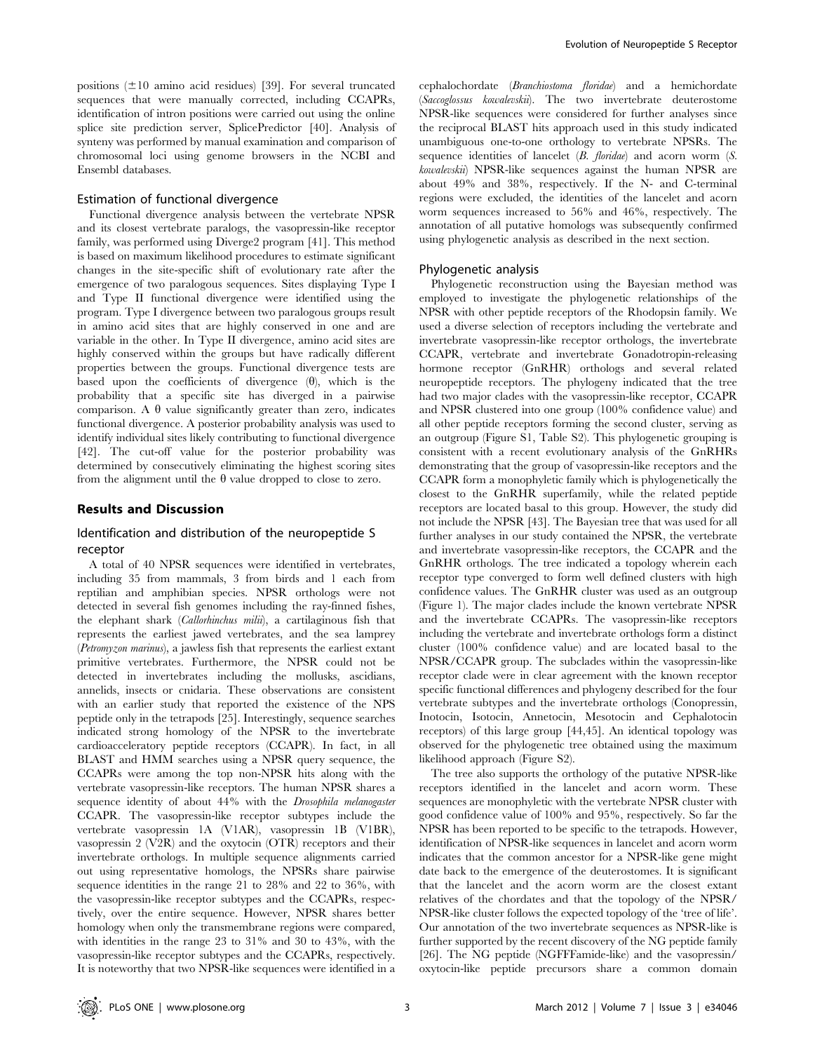positions (±10 amino acid residues) [39]. For several truncated sequences that were manually corrected, including CCAPRs, identification of intron positions was carried out using the online splice site prediction server, SplicePredictor [40]. Analysis of synteny was performed by manual examination and comparison of chromosomal loci using genome browsers in the NCBI and Ensembl databases.

### Estimation of functional divergence

Functional divergence analysis between the vertebrate NPSR and its closest vertebrate paralogs, the vasopressin-like receptor family, was performed using Diverge2 program [41]. This method is based on maximum likelihood procedures to estimate significant changes in the site-specific shift of evolutionary rate after the emergence of two paralogous sequences. Sites displaying Type I and Type II functional divergence were identified using the program. Type I divergence between two paralogous groups result in amino acid sites that are highly conserved in one and are variable in the other. In Type II divergence, amino acid sites are highly conserved within the groups but have radically different properties between the groups. Functional divergence tests are based upon the coefficients of divergence (θ), which is the probability that a specific site has diverged in a pairwise comparison. A θ value significantly greater than zero, indicates functional divergence. A posterior probability analysis was used to identify individual sites likely contributing to functional divergence [42]. The cut-off value for the posterior probability was determined by consecutively eliminating the highest scoring sites from the alignment until the θ value dropped to close to zero.

## Results and Discussion

### Identification and distribution of the neuropeptide S receptor

A total of 40 NPSR sequences were identified in vertebrates, including 35 from mammals, 3 from birds and 1 each from reptilian and amphibian species. NPSR orthologs were not detected in several fish genomes including the ray-finned fishes, the elephant shark (*Callorhinchus milii*), a cartilaginous fish that represents the earliest jawed vertebrates, and the sea lamprey (*Petromyzon marinus*), a jawless fish that represents the earliest extant primitive vertebrates. Furthermore, the NPSR could not be detected in invertebrates including the mollusks, ascidians, annelids, insects or cnidaria. These observations are consistent with an earlier study that reported the existence of the NPS peptide only in the tetrapods [25]. Interestingly, sequence searches indicated strong homology of the NPSR to the invertebrate cardioacceleratory peptide receptors (CCAPR). In fact, in all BLAST and HMM searches using a NPSR query sequence, the CCAPRs were among the top non-NPSR hits along with the vertebrate vasopressin-like receptors. The human NPSR shares a sequence identity of about 44% with the *Drosophila melanogaster* CCAPR. The vasopressin-like receptor subtypes include the vertebrate vasopressin 1A (V1AR), vasopressin 1B (V1BR), vasopressin 2 (V2R) and the oxytocin (OTR) receptors and their invertebrate orthologs. In multiple sequence alignments carried out using representative homologs, the NPSRs share pairwise sequence identities in the range 21 to 28% and 22 to 36%, with the vasopressin-like receptor subtypes and the CCAPRs, respectively, over the entire sequence. However, NPSR shares better homology when only the transmembrane regions were compared, with identities in the range 23 to 31% and 30 to 43%, with the vasopressin-like receptor subtypes and the CCAPRs, respectively. It is noteworthy that two NPSR-like sequences were identified in a cephalochordate (*Branchiostoma floridae*) and a hemichordate (*Saccoglossus kowalevskii*). The two invertebrate deuterostome NPSR-like sequences were considered for further analyses since the reciprocal BLAST hits approach used in this study indicated unambiguous one-to-one orthology to vertebrate NPSRs. The sequence identities of lancelet (*B. floridae*) and acorn worm (*S. kowalevskii*) NPSR-like sequences against the human NPSR are about 49% and 38%, respectively. If the N- and C-terminal regions were excluded, the identities of the lancelet and acorn worm sequences increased to 56% and 46%, respectively. The annotation of all putative homologs was subsequently confirmed using phylogenetic analysis as described in the next section.

### Phylogenetic analysis

Phylogenetic reconstruction using the Bayesian method was employed to investigate the phylogenetic relationships of the NPSR with other peptide receptors of the Rhodopsin family. We used a diverse selection of receptors including the vertebrate and invertebrate vasopressin-like receptor orthologs, the invertebrate CCAPR, vertebrate and invertebrate Gonadotropin-releasing hormone receptor (GnRHR) orthologs and several related neuropeptide receptors. The phylogeny indicated that the tree had two major clades with the vasopressin-like receptor, CCAPR and NPSR clustered into one group (100% confidence value) and all other peptide receptors forming the second cluster, serving as an outgroup (Figure S1, Table S2). This phylogenetic grouping is consistent with a recent evolutionary analysis of the GnRHRs demonstrating that the group of vasopressin-like receptors and the CCAPR form a monophyletic family which is phylogenetically the closest to the GnRHR superfamily, while the related peptide receptors are located basal to this group. However, the study did not include the NPSR [43]. The Bayesian tree that was used for all further analyses in our study contained the NPSR, the vertebrate and invertebrate vasopressin-like receptors, the CCAPR and the GnRHR orthologs. The tree indicated a topology wherein each receptor type converged to form well defined clusters with high confidence values. The GnRHR cluster was used as an outgroup (Figure 1). The major clades include the known vertebrate NPSR and the invertebrate CCAPRs. The vasopressin-like receptors including the vertebrate and invertebrate orthologs form a distinct cluster (100% confidence value) and are located basal to the NPSR/CCAPR group. The subclades within the vasopressin-like receptor clade were in clear agreement with the known receptor specific functional differences and phylogeny described for the four vertebrate subtypes and the invertebrate orthologs (Conopressin, Inotocin, Isotocin, Annetocin, Mesotocin and Cephalotocin receptors) of this large group [44,45]. An identical topology was observed for the phylogenetic tree obtained using the maximum likelihood approach (Figure S2).

The tree also supports the orthology of the putative NPSR-like receptors identified in the lancelet and acorn worm. These sequences are monophyletic with the vertebrate NPSR cluster with good confidence value of 100% and 95%, respectively. So far the NPSR has been reported to be specific to the tetrapods. However, identification of NPSR-like sequences in lancelet and acorn worm indicates that the common ancestor for a NPSR-like gene might date back to the emergence of the deuterostomes. It is significant that the lancelet and the acorn worm are the closest extant relatives of the chordates and that the topology of the NPSR/NPSR-like cluster follows the expected topology of the 'tree of life'. Our annotation of the two invertebrate sequences as NPSR-like is further supported by the recent discovery of the NG peptide family [26]. The NG peptide (NGFFFamide-like) and the vasopressin/oxytocin-like peptide precursors share a common domain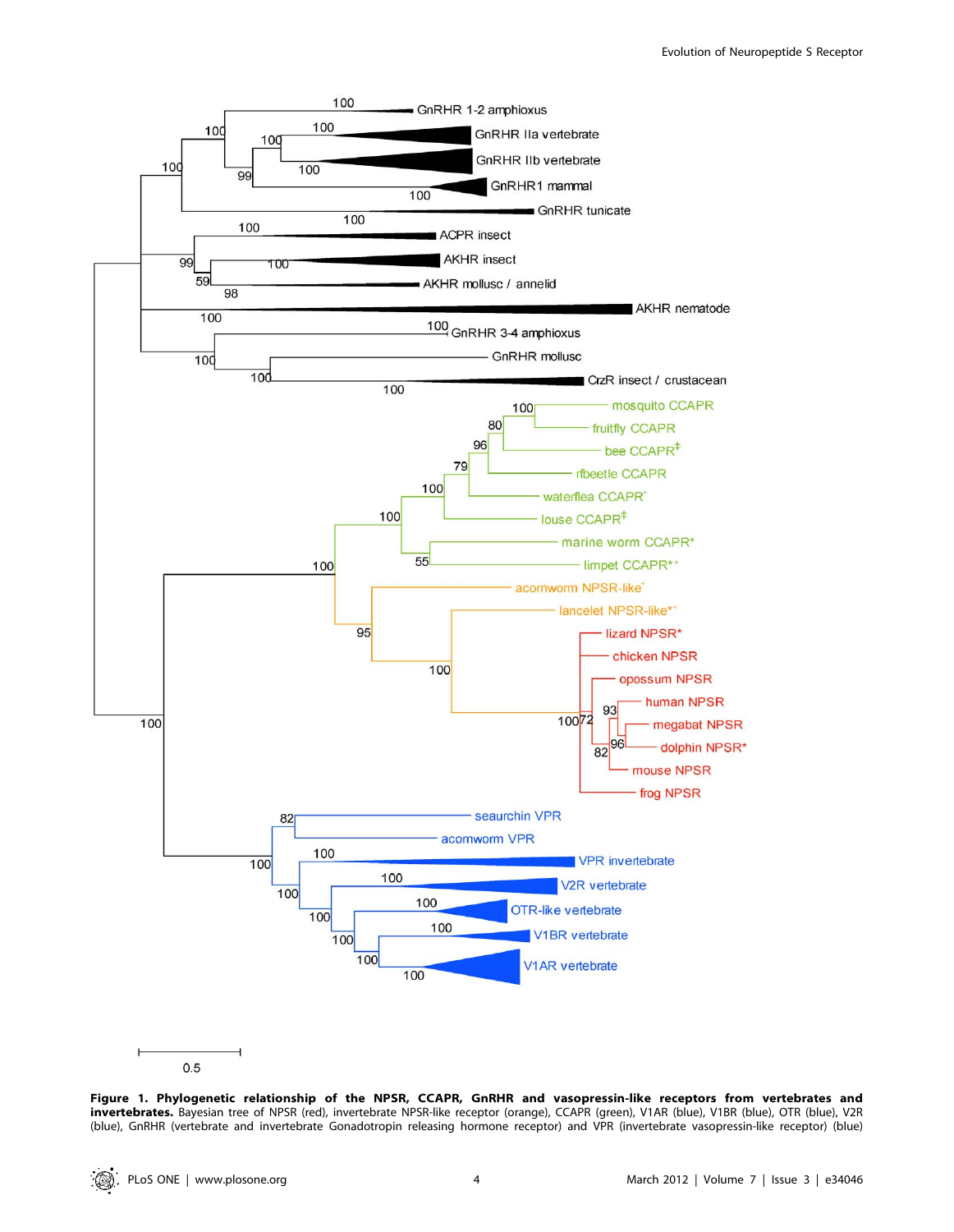**Figure 1. Phylogenetic relationship of the NPSR, CCAPR, GnRHR and vasopressin-like receptors from vertebrates and invertebrates.** Bayesian tree of NPSR (red), invertebrate NPSR-like receptor (orange), CCAPR (green), V1AR (blue), V1BR (blue), OTR (blue), V2R (blue), GnRHR (vertebrate and invertebrate Gonadotropin releasing hormone receptor) and VPR (invertebrate vasopressin-like receptor) (blue)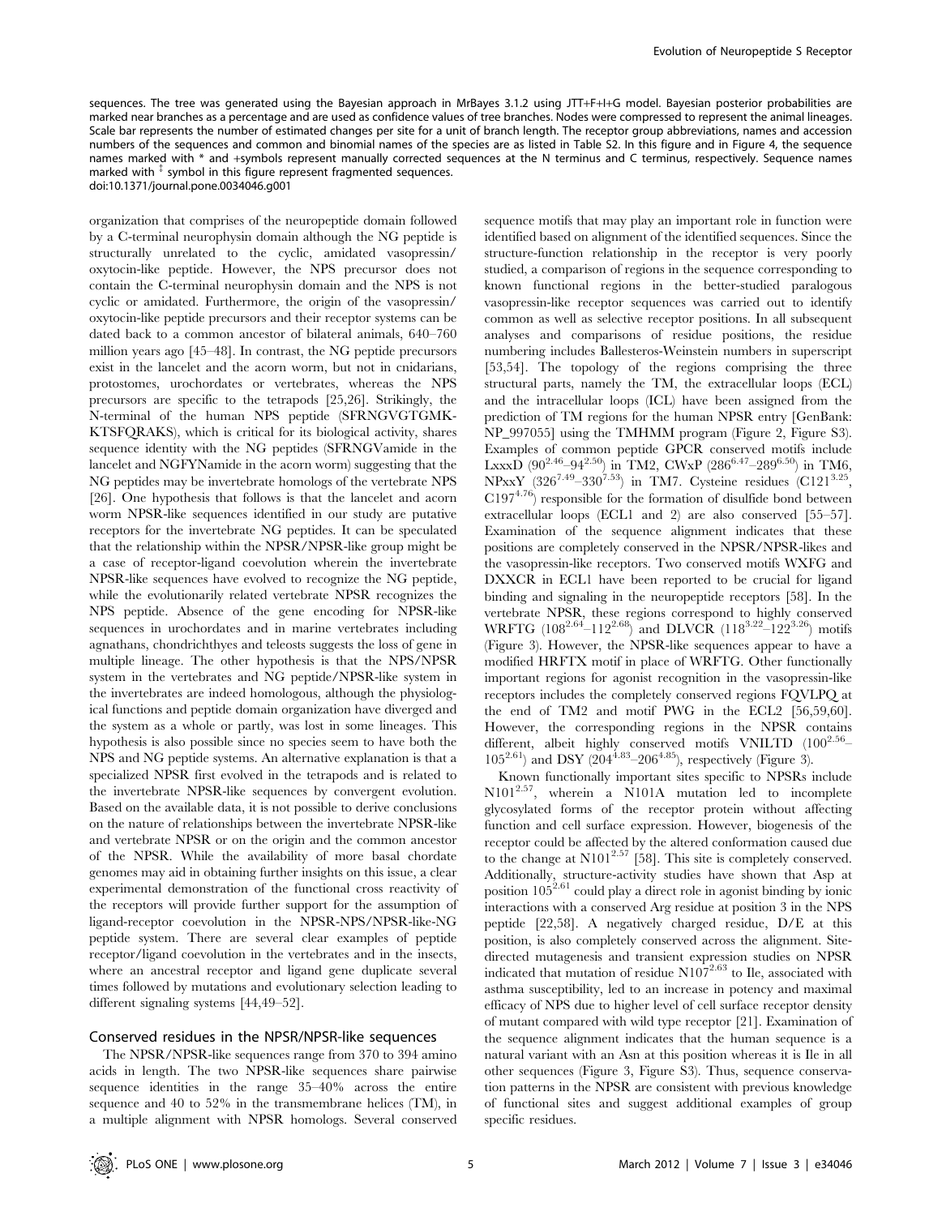sequences. The tree was generated using the Bayesian approach in MrBayes 3.1.2 using JTT+F+I+G model. Bayesian posterior probabilities are marked near branches as a percentage and are used as confidence values of tree branches. Nodes were compressed to represent the animal lineages. Scale bar represents the number of estimated changes per site for a unit of branch length. The receptor group abbreviations, names and accession numbers of the sequences and common and binomial names of the species are as listed in Table S2. In this figure and in Figure 4, the sequence names marked with * and +symbols represent manually corrected sequences at the N terminus and C terminus, respectively. Sequence names marked with ‡ symbol in this figure represent fragmented sequences.
doi:10.1371/journal.pone.0034046.g001

organization that comprises of the neuropeptide domain followed by a C-terminal neurophysin domain although the NG peptide is structurally unrelated to the cyclic, amidated vasopressin/oxytocin-like peptide. However, the NPS precursor does not contain the C-terminal neurophysin domain and the NPS is not cyclic or amidated. Furthermore, the origin of the vasopressin/oxytocin-like peptide precursors and their receptor systems can be dated back to a common ancestor of bilateral animals, 640–760 million years ago [45–48]. In contrast, the NG peptide precursors exist in the lancelet and the acorn worm, but not in cnidarians, protostomes, urochordates or vertebrates, whereas the NPS precursors are specific to the tetrapods [25,26]. Strikingly, the N-terminal of the human NPS peptide (SFRNGVGTGMK-KTSFQRAKS), which is critical for its biological activity, shares sequence identity with the NG peptides (SFRNGVamide in the lancelet and NGFYNamide in the acorn worm) suggesting that the NG peptides may be invertebrate homologs of the vertebrate NPS [26]. One hypothesis that follows is that the lancelet and acorn worm NPSR-like sequences identified in our study are putative receptors for the invertebrate NG peptides. It can be speculated that the relationship within the NPSR/NPSR-like group might be a case of receptor-ligand coevolution wherein the invertebrate NPSR-like sequences have evolved to recognize the NG peptide, while the evolutionarily related vertebrate NPSR recognizes the NPS peptide. Absence of the gene encoding for NPSR-like sequences in urochordates and in marine vertebrates including agnathans, chondrichthyes and teleosts suggests the loss of gene in multiple lineage. The other hypothesis is that the NPS/NPSR system in the vertebrates and NG peptide/NPSR-like system in the invertebrates are indeed homologous, although the physiological functions and peptide domain organization have diverged and the system as a whole or partly, was lost in some lineages. This hypothesis is also possible since no species seem to have both the NPS and NG peptide systems. An alternative explanation is that a specialized NPSR first evolved in the tetrapods and is related to the invertebrate NPSR-like sequences by convergent evolution. Based on the available data, it is not possible to derive conclusions on the nature of relationships between the invertebrate NPSR-like and vertebrate NPSR or on the origin and the common ancestor of the NPSR. While the availability of more basal chordate genomes may aid in obtaining further insights on this issue, a clear experimental demonstration of the functional cross reactivity of the receptors will provide further support for the assumption of ligand-receptor coevolution in the NPSR-NPS/NPSR-like-NG peptide system. There are several clear examples of peptide receptor/ligand coevolution in the vertebrates and in the insects, where an ancestral receptor and ligand gene duplicate several times followed by mutations and evolutionary selection leading to different signaling systems [44,49–52].

## Conserved residues in the NPSR/NPSR-like sequences

The NPSR/NPSR-like sequences range from 370 to 394 amino acids in length. The two NPSR-like sequences share pairwise sequence identities in the range 35–40% across the entire sequence and 40 to 52% in the transmembrane helices (TM), in a multiple alignment with NPSR homologs. Several conserved sequence motifs that may play an important role in function were identified based on alignment of the identified sequences. Since the structure-function relationship in the receptor is very poorly studied, a comparison of regions in the sequence corresponding to known functional regions in the better-studied paralogous vasopressin-like receptor sequences was carried out to identify common as well as selective receptor positions. In all subsequent analyses and comparisons of residue positions, the residue numbering includes Ballesteros-Weinstein numbers in superscript [53,54]. The topology of the regions comprising the three structural parts, namely the TM, the extracellular loops (ECL) and the intracellular loops (ICL) have been assigned from the prediction of TM regions for the human NPSR entry [GenBank: NP_997055] using the TMHMM program (Figure 2, Figure S3). Examples of common peptide GPCR conserved motifs include LxxxD ($90^{2.46}$–$94^{2.50}$) in TM2, CWxP ($286^{6.47}$–$289^{6.50}$) in TM6, NPxxY ($326^{7.49}$–$330^{7.53}$) in TM7. Cysteine residues (C$121^{3.25}$, C$197^{4.76}$) responsible for the formation of disulfide bond between extracellular loops (ECL1 and 2) are also conserved [55–57]. Examination of the sequence alignment indicates that these positions are completely conserved in the NPSR/NPSR-likes and the vasopressin-like receptors. Two conserved motifs WXFG and DXXCR in ECL1 have been reported to be crucial for ligand binding and signaling in the neuropeptide receptors [58]. In the vertebrate NPSR, these regions correspond to highly conserved WRFTG ($108^{2.64}$–$112^{2.68}$) and DLVCR ($118^{3.22}$–$122^{3.26}$) motifs (Figure 3). However, the NPSR-like sequences appear to have a modified HRFTX motif in place of WRFTG. Other functionally important regions for agonist recognition in the vasopressin-like receptors includes the completely conserved regions FQVLPQ at the end of TM2 and motif PWG in the ECL2 [56,59,60]. However, the corresponding regions in the NPSR contains different, albeit highly conserved motifs VNILTD ($100^{2.56}$–$105^{2.61}$) and DSY ($204^{4.83}$–$206^{4.85}$), respectively (Figure 3).

Known functionally important sites specific to NPSRs include N$101^{2.57}$, wherein a N101A mutation led to incomplete glycosylated forms of the receptor protein without affecting function and cell surface expression. However, biogenesis of the receptor could be affected by the altered conformation caused due to the change at N$101^{2.57}$ [58]. This site is completely conserved. Additionally, structure-activity studies have shown that Asp at position $105^{2.61}$ could play a direct role in agonist binding by ionic interactions with a conserved Arg residue at position 3 in the NPS peptide [22,58]. A negatively charged residue, D/E at this position, is also completely conserved across the alignment. Site-directed mutagenesis and transient expression studies on NPSR indicated that mutation of residue N$107^{2.63}$ to Ile, associated with asthma susceptibility, led to an increase in potency and maximal efficacy of NPS due to higher level of cell surface receptor density of mutant compared with wild type receptor [21]. Examination of the sequence alignment indicates that the human sequence is a natural variant with an Asn at this position whereas it is Ile in all other sequences (Figure 3, Figure S3). Thus, sequence conservation patterns in the NPSR are consistent with previous knowledge of functional sites and suggest additional examples of group specific residues.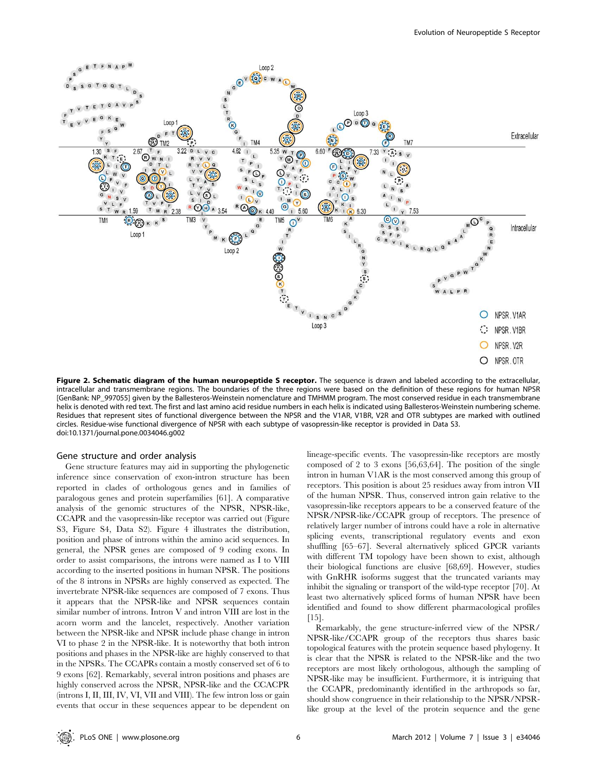**Figure 2. Schematic diagram of the human neuropeptide S receptor.** The sequence is drawn and labeled according to the extracellular, intracellular and transmembrane regions. The boundaries of the three regions were based on the definition of these regions for human NPSR [GenBank: NP_997055] given by the Ballesteros-Weinstein nomenclature and TMHMM program. The most conserved residue in each transmembrane helix is denoted with red text. The first and last amino acid residue numbers in each helix is indicated using Ballesteros-Weinstein numbering scheme. Residues that represent sites of functional divergence between the NPSR and the V1AR, V1BR, V2R and OTR subtypes are marked with outlined circles. Residue-wise functional divergence of NPSR with each subtype of vasopressin-like receptor is provided in Data S3.
doi:10.1371/journal.pone.0034046.g002

## Gene structure and order analysis

Gene structure features may aid in supporting the phylogenetic inference since conservation of exon-intron structure has been reported in clades of orthologous genes and in families of paralogous genes and protein superfamilies [61]. A comparative analysis of the genomic structures of the NPSR, NPSR-like, CCAPR and the vasopressin-like receptor was carried out (Figure S3, Figure S4, Data S2). Figure 4 illustrates the distribution, position and phase of introns within the amino acid sequences. In general, the NPSR genes are composed of 9 coding exons. In order to assist comparisons, the introns were named as I to VIII according to the inserted positions in human NPSR. The positions of the 8 introns in NPSRs are highly conserved as expected. The invertebrate NPSR-like sequences are composed of 7 exons. Thus it appears that the NPSR-like and NPSR sequences contain similar number of introns. Intron V and intron VIII are lost in the acorn worm and the lancelet, respectively. Another variation between the NPSR-like and NPSR include phase change in intron VI to phase 2 in the NPSR-like. It is noteworthy that both intron positions and phases in the NPSR-like are highly conserved to that in the NPSRs. The CCAPRs contain a mostly conserved set of 6 to 9 exons [62]. Remarkably, several intron positions and phases are highly conserved across the NPSR, NPSR-like and the CCACPR (introns I, II, III, IV, VI, VII and VIII). The few intron loss or gain events that occur in these sequences appear to be dependent on lineage-specific events. The vasopressin-like receptors are mostly composed of 2 to 3 exons [56,63,64]. The position of the single intron in human V1AR is the most conserved among this group of receptors. This position is about 25 residues away from intron VII of the human NPSR. Thus, conserved intron gain relative to the vasopressin-like receptors appears to be a conserved feature of the NPSR/NPSR-like/CCAPR group of receptors. The presence of relatively larger number of introns could have a role in alternative splicing events, transcriptional regulatory events and exon shuffling [65–67]. Several alternatively spliced GPCR variants with different TM topology have been shown to exist, although their biological functions are elusive [68,69]. However, studies with GnRHR isoforms suggest that the truncated variants may inhibit the signaling or transport of the wild-type receptor [70]. At least two alternatively spliced forms of human NPSR have been identified and found to show different pharmacological profiles [15].

Remarkably, the gene structure-inferred view of the NPSR/NPSR-like/CCAPR group of the receptors thus shares basic topological features with the protein sequence based phylogeny. It is clear that the NPSR is related to the NPSR-like and the two receptors are most likely orthologous, although the sampling of NPSR-like may be insufficient. Furthermore, it is intriguing that the CCAPR, predominantly identified in the arthropods so far, should show congruence in their relationship to the NPSR/NPSR-like group at the level of the protein sequence and the gene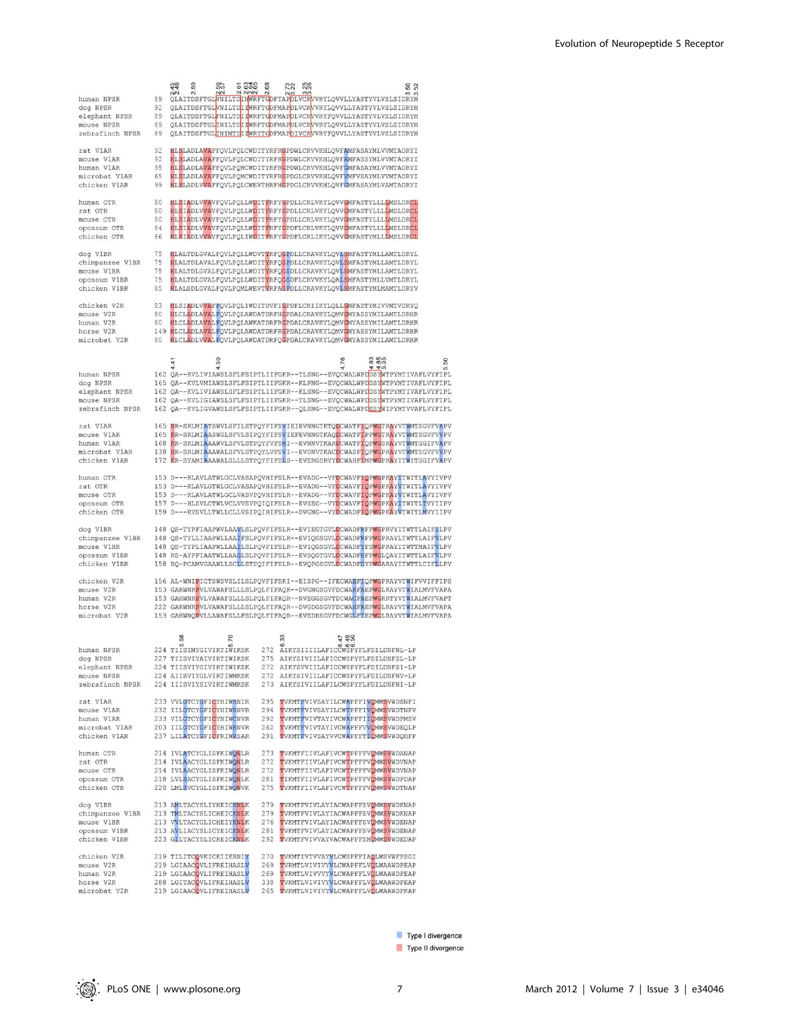```
                 2.45 2.46 2.50 2.56 2.57 2.61 2.63 2.64 2.65 2.68 2.73 3.22 3.25 3.26 3.50 3.52

human NPSR        89  QLAITDSFTGLVNILTDIINWRFTGDFTAPDLVCRVVRYLQVVLLYASTYVLVSLSIDRYH
dog NPSR          92  QLAITDSFTGLVNILTDIINWRFTGDFMAPDLVCRVVRYLQVVLLYASTYVLVSLSIDRYH
elephant NPSR     89  QLAITDSFTGLFNILTDIINWRFTGDFMAPDLVCRVVRYFQVVLLYASTYVLVSLSIDRYH
mouse NPSR        89  QLAITDSFTGLVNILTDIINWRFTGDFMAPDLVCRVVRYLQVVLLYASTYVLVSLSIDRYH
zebrafinch NPSR   89  QLAITDSFTGLINIMTDIIWRYTGDFMAPDIVCRVVRYFQVVLLYASTYVLVSLSIDRYH

rat V1AR          92  HLSLADLAVAFFQVLPQLCWDITYRFRGPDWLCRVVKHLQVFAMFASAYMLVVMTADRYI
mouse V1AR        92  HLSLADLAVAFFQVLPQLCWDITYRFRGPDWLCRVVKHLQVFAMFASSYMLVVMTADRYI
human V1AR        95  HLSLADLAVAFFQVLPQMCWDITYRFRGPDWLCRVVKHLQVFGMFASAYMLVVMTADRYI
microbat V1AR     65  HLSLADLAVAFFQVLPQMCWDITYRFRGPDGLCRVVKHLQVFVMFVSAYMLVVMTADRYI
chicken V1AR      99  HLSLADLVAFFQVLPQLCWEVTHRFHGPDGLCRVVKHLQVFGMFASAYMLVAMTADRYI

human OTR         80  HLSIADLVVAVFQVLPQLLWDITFRFYGPDLLCRLVKYLQVVGMFASTYLLLLMSLDRCL
rat OTR           80  HLSIADLVVAVFQVLPQLLWDITFRFYGPDLLCRLVKYLQVVGMFASTYLLLLMSLDRCL
mouse OTR         80  HLSIADLVVAVFQVLPQLLWDITFRFYGPDLLCRLVKYLQVVGMFASTYLLLLMSLDRCL
opossum OTR       84  HLSIADLVVAVFQVLPQLLWDITFHFYGPDFLCRLVKYLQVVGMFASTYLLLLMSLDRCL
chicken OTR       86  HLSIADLVVAVFQVLPQLIWDITFRFYGPDFLCRLIKYLQVVGMFASTYMLLLMSLDRCL

dog V1BR          75  HLALTDLGVALFQVLPQLLWDVTYRFQGPDLLCRAVKYLQVLSMFASTYMLLAMTLDRYL
chimpanzee V1BR   75  HLALTDLAVALFQVLPQLLWDITYRFQGPDLLCRAVKYLQVLSMFASTYMLLAMTLDRYL
mouse V1BR        75  HLALTDLGVALFQVLPQLLWDITYRFQGSDLLCRAVKYLQVLSMFASTYMLLAMTLDRYL
opossum V1BR      75  HLALTDLGVALFQVLPQLLWDITYRFQGSDFLCRVVKYLQALSMFASTYMLLVMTLDRYL
chicken V1BR      85  HLALSDLGVALFQVLPQMLWEVTYRFAGPDLLCRAVKYLQVLSMFASTYMLMAMTLDRYV

chicken V2R       83  HLSIADLVVAFFQVLPQLIWDITDVFIGPDFLCRIIKYLQLLGMFASTYMIVVMTVDRYQ
mouse V2R         80  HLCLADLAVALFQVLPQLAWDATDRFHGPDALCRAVKYLQMVGMYASSYMILAMTLDRHR
human V2R         80  HLCLADLAVALFQVLPQLAWKATDRFRGPDALCRAVKYLQMVGMYASSYMILAMTLDRHR
horse V2R        149  HLCLADLAVALFQVLPQLAWDATDRFRGPDALCRAVKYLQMVGMYASSYMILAMTLDRHR
microbat V2R      80  HLCLADLVVALFQVLPQLAWDATDRFQGPDALCRAVKYLQMVGMYASSYMILAMTLDRHR


                 4.41 4.50 4.76 4.83 4.85 5.35 5.50

human NPSR       162  QA--RVLIVIAWSLSFLFSIPTLIIFGKR--TLSNG--EVQCWALWPDDSYWTPYMTIVAFLVYFIPL
dog NPSR         165  QA--KVLVMIAWSLSFLFSIPTLIIFGKR--KLPNG--EVQCWALWPDDSYWTPYMTIVAFLVYFIPL
elephant NPSR    162  QA--KVLIVIAWSLSFLFSIPTLIIFGKR--KLSNG--EVQCWALWPDDSYWTPYMTIVAFLVYFIPL
mouse NPSR       162  QA--KVLIGIAWSLSFLFSIPTLIIFGKR--TLSNG--EVQCWALWPDDSYWTPYMTIVAFLVYFIPL
zebrafinch NPSR  162  QA--KVLIGVAWSLSFLFSIPTLIIFGKR--QLSNG--EVQCWALWPEESYWIPYMTVVAFLVYFIPL

rat V1AR         165  RR-SRLMIATSWVLSFILSTPQYFIFSVIEIEVNNGTKTQDCWATFIQPWGTRAYVTWMTSGVFVAPV
mouse V1AR       165  RR-SRLMIAASWGLSFVLSIPQYFIFSVIEFEVNNGTKAQDCWATFIPPWGTRAYVTWMTSGVFVVPV
human V1AR       168  RR-SRLMIAAAWVLSFVLSTPQYFVFSMI--EVNNVTKARDCWATFIQPWGSRAYVTWMTGGIFVAPV
microbat V1AR    138  RR-SRLMIAAAWALSFVLSTPQYLVFSVI--EVDNVTKACDCWASFIQPWGPRAYVTWMTSGVFVVPV
chicken V1AR     172  KR-SYAMIAAAWALSLLLSTPQYFIFSLS--EVERGSRVYDCWAHFIMPWGPRAYITWITGGIFVAPV

human OTR        153  D---RLAVLATWLGCLVASAPQVHIFSLR--EVADG--VFDCWAVFIQPWGPKAYITWITLAVYIVPV
rat OTR          153  D---RLAVLGTWLGCLVASAPQVHIFSLR--EVADG--VFDCWAVFIQPWGPKAYITWITLAVYIVPV
mouse OTR        153  D---RLAVLATWLGCLVASVPQVHIFSLR--EVADG--VFDCWAVFIQPWGPKAYVTWITLAVYIVPV
opossum OTR      157  D---HLSVLCTWLVCLVVSVPQIQIFSLR--EVSEG--VYDCWAVFIQPWGPKAYITWITLTVYIIPV
chicken OTR      159  D---RVSVLLTWLLCLLVSIPQIHIFSLR--DVGNG--VYDCWADFIQPWGPKAYVTWITLMVYIIPV

dog V1BR         148  QS-TYPFIAAPWVLAAVLSLPQVFIFSLR--EVIEGTGVLDCWADFRFPWGPRVYITWTTLAIFILPV
chimpanzee V1BR  148  QS-TYLLIAAPWLLAAIFSLPQVFIFSLR--EVIQGSGVLDCWADFFFPWGPRAYLTWTTLAIFVLPV
mouse V1BR       148  QS-TYPLIAAPWLLAAILSLPQVFIFSLR--EVIQGSGVLDCWADFYFSWGPRAYITWTTMAIFVLPV
opossum V1BR     148  RS-AYPFIAATWLLAAGLSLPQVFIFSLR--EVSQGTGVLDCWADFHFPWGLQAYITWTTLAIFVLPV
chicken V1BR     158  RQ-PCAMVGAAWLLSCLLSTPQIFIFSLR--EVQPGSGVLDCWADFGYPWGARAYITWTTLCIFLLPV

chicken V2R      156  AL-WNIPICTSWSVSLILSLPQVFIFSKI--EISPG-IFECWAEFIQPWGPRAYVTWIFVVIFFIPS
mouse V2R        153  GARWNRPVLVAWAFSLLLSLPQLFIFAQR--DVGNGSGVFDCWARFAEPWGLRAYVTWIALMVFVAPA
human V2R        153  GAHWNRPVLVAWAFSLLLSLPQLFIFAQR--NVEGGSGVTDCWACFAEPWGRRTYVTWIALMVFVAPT
horse V2R        222  GARWNRPVLVAWAFSLLLSLPQLFIFAQR--DVGDGSGVFDCWAHFAEPWGLRAYVTWIALMVFVAPA
microbat V2R     153  GAHWNQPVLLAWAFSLLFSLPQLFIFAQR--EVEDHSGVFDCWGLFTEPWGLRAYVTWIALMVFVAPV


                 5.58 5.70 6.33 6.47 6.48 6.50

human NPSR       224  TIISIMYGIVIRTIWIKSK   272  AIKYSIIIILAFICCWSPYFLFDILDNFNL-LP
dog NPSR         227  TIISVIYAIVIRTIWIKSK   275  AIKYSIVIILAFICCWSPYFLFDILDNFSL-LP
elephant NPSR    224  TIISVIYGIVIRTIWIKSK   272  AIKYSVVIILAFICCWSPYFLFDILDNFSI-LP
mouse NPSR       224  AIISVIYGLVIRTIWMKSK   272  AIKYSIVIILAFICCWSPYFLFDILDNFNV-LP
zebrafinch NPSR  224  IIISVIYSIVIRTIWMKSK   273  AIKYSIVIILAFILCWSPYFLFDILDNFNI-LP

rat V1AR         233  VVLGTCYGFICYHIWRNIR   295  TVKMTFVIVSAYILCWAPFFIVQMWSVWDENFI
mouse V1AR       232  IILGTCYGFICYHIWRNVR   294  TVKMTFVIVSAYILCWTPFFIVQMWSVWDTNFV
human V1AR       233  VILGTCYGFICYNIWCNVR   292  TVKMTFVIVTAYIVCWAPFFIIQMWSVWDPMSV
microbat V1AR    203  IILGTCYGFICYHIWRNVR   262  TVKMTFVIVTAYIVCWAPFFVVQMWSVWDEQLP
chicken V1AR     237  LILATCYGFICFRIWRSAR   291  TVKMTFVIVSAYVVCWAPFTIIQMWSVWDQHFP

human OTR        214  IVLATCYGLISFKIWQNLR   273  TVKMTFIIVLAFIVCWTPFFFVQMWSVWDANAP
rat OTR          214  IVLAACYGLISFKIWQNLR   272  TVKMTFIIVLAFIVCWTPFFFVQMWSVWDVNAP
mouse OTR        214  IVLAACYGLISFKIWQNLR   272  TVKMTFIIVLAFIVCWTPFFFVQMWSVWDVNAP
opossum OTR      218  LVLSACYGLISFKIWQNLK   281  TIKMTFIIVLAFIVCWTPFFFVQMWSVWDPDAP
chicken OTR      220  LMLSVCYGLISFKIWQNVK   275  TVKMTFIIVLAFIVCWTPFFFVQMWSVWDTNAP

dog V1BR         213  AMLTACYSLIYHEICKNLK   279  TVKMTFVIVLAYIACWAPFFSVQMWSVWDKNAP
chimpanzee V1BR  213  TMLTACYSLICHEICKNLK   279  TVKMTFVIVLAYIACWAPFFSVQMWSVWDKNAP
mouse V1BR       213  VVLTACYGLICHEIYKNLK   276  TVKMTFVIVLAYIACWAPFFSVQMWSVWDENAP
opossum V1BR     213  AVLIACYSLICYEICKNLK   281  TVKMTFVIVLAYIACWAPFFSVQMWSVWDENAP
chicken V1BR     223  GILTACYSLICREICKNLK   292  TVKMTFVIVVAYVACWAPFFSMQMWSVWDEDAP

chicken V2R      219  TILITCQVKICKIIKRNIY   270  TVKMTIVTVVAYVLCWSPFFIAQLWSVWFPSGI
mouse V2R        219  LGIAACQVLIFREIHASLV   269  TVRMTLVIVIVYVLCWAPFFLVQLWAAWDPEAP
human V2R        219  LGIAACQVLIFREIHASLV   269  TVRMTLVIVVVYVLCWAPFFLVQLWAAWDPEAP
horse V2R        288  LGITACQVLIFREIHASLV   338  TVRMTLVIVIVYVLCWAPFFLVQLWAAWDPEAP
microbat V2R     219  LGIAACQVLIFREIHASLV   265  TVRMTLVIVIVYVLCWAPFFLVQLWAAWDPKAP
```

Type I divergence

Type II divergence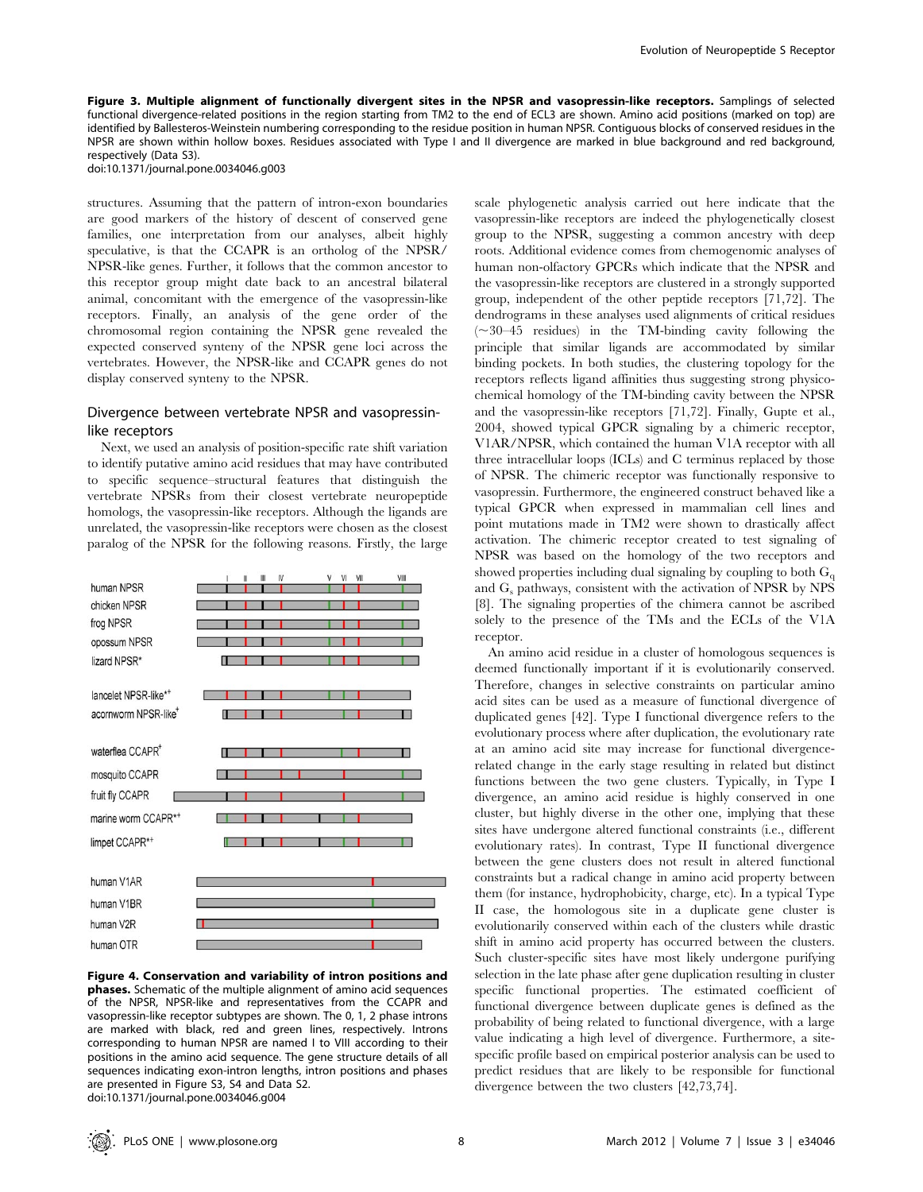**Figure 3. Multiple alignment of functionally divergent sites in the NPSR and vasopressin-like receptors.** Samplings of selected functional divergence-related positions in the region starting from TM2 to the end of ECL3 are shown. Amino acid positions (marked on top) are identified by Ballesteros-Weinstein numbering corresponding to the residue position in human NPSR. Contiguous blocks of conserved residues in the NPSR are shown within hollow boxes. Residues associated with Type I and II divergence are marked in blue background and red background, respectively (Data S3).
doi:10.1371/journal.pone.0034046.g003

structures. Assuming that the pattern of intron-exon boundaries are good markers of the history of descent of conserved gene families, one interpretation from our analyses, albeit highly speculative, is that the CCAPR is an ortholog of the NPSR/NPSR-like genes. Further, it follows that the common ancestor to this receptor group might date back to an ancestral bilateral animal, concomitant with the emergence of the vasopressin-like receptors. Finally, an analysis of the gene order of the chromosomal region containing the NPSR gene revealed the expected conserved synteny of the NPSR gene loci across the vertebrates. However, the NPSR-like and CCAPR genes do not display conserved synteny to the NPSR.

## Divergence between vertebrate NPSR and vasopressin-like receptors

Next, we used an analysis of position-specific rate shift variation to identify putative amino acid residues that may have contributed to specific sequence–structural features that distinguish the vertebrate NPSRs from their closest vertebrate neuropeptide homologs, the vasopressin-like receptors. Although the ligands are unrelated, the vasopressin-like receptors were chosen as the closest paralog of the NPSR for the following reasons. Firstly, the large scale phylogenetic analysis carried out here indicate that the vasopressin-like receptors are indeed the phylogenetically closest group to the NPSR, suggesting a common ancestry with deep roots. Additional evidence comes from chemogenomic analyses of human non-olfactory GPCRs which indicate that the NPSR and the vasopressin-like receptors are clustered in a strongly supported group, independent of the other peptide receptors [71,72]. The dendrograms in these analyses used alignments of critical residues (~30–45 residues) in the TM-binding cavity following the principle that similar ligands are accommodated by similar binding pockets. In both studies, the clustering topology for the receptors reflects ligand affinities thus suggesting strong physico-chemical homology of the TM-binding cavity between the NPSR and the vasopressin-like receptors [71,72]. Finally, Gupte et al., 2004, showed typical GPCR signaling by a chimeric receptor, V1AR/NPSR, which contained the human V1A receptor with all three intracellular loops (ICLs) and C terminus replaced by those of NPSR. The chimeric receptor was functionally responsive to vasopressin. Furthermore, the engineered construct behaved like a typical GPCR when expressed in mammalian cell lines and point mutations made in TM2 were shown to drastically affect activation. The chimeric receptor created to test signaling of NPSR was based on the homology of the two receptors and showed properties including dual signaling by coupling to both $G_q$ and $G_s$ pathways, consistent with the activation of NPSR by NPS [8]. The signaling properties of the chimera cannot be ascribed solely to the presence of the TMs and the ECLs of the V1A receptor.

**Figure 4. Conservation and variability of intron positions and phases.** Schematic of the multiple alignment of amino acid sequences of the NPSR, NPSR-like and representatives from the CCAPR and vasopressin-like receptor subtypes are shown. The 0, 1, 2 phase introns are marked with black, red and green lines, respectively. Introns corresponding to human NPSR are named I to VIII according to their positions in the amino acid sequence. The gene structure details of all sequences indicating exon-intron lengths, intron positions and phases are presented in Figure S3, S4 and Data S2.
doi:10.1371/journal.pone.0034046.g004

An amino acid residue in a cluster of homologous sequences is deemed functionally important if it is evolutionarily conserved. Therefore, changes in selective constraints on particular amino acid sites can be used as a measure of functional divergence of duplicated genes [42]. Type I functional divergence refers to the evolutionary process where after duplication, the evolutionary rate at an amino acid site may increase for functional divergence-related change in the early stage resulting in related but distinct functions between the two gene clusters. Typically, in Type I divergence, an amino acid residue is highly conserved in one cluster, but highly diverse in the other one, implying that these sites have undergone altered functional constraints (i.e., different evolutionary rates). In contrast, Type II functional divergence between the gene clusters does not result in altered functional constraints but a radical change in amino acid property between them (for instance, hydrophobicity, charge, etc). In a typical Type II case, the homologous site in a duplicate gene cluster is evolutionarily conserved within each of the clusters while drastic shift in amino acid property has occurred between the clusters. Such cluster-specific sites have most likely undergone purifying selection in the late phase after gene duplication resulting in cluster specific functional properties. The estimated coefficient of functional divergence between duplicate genes is defined as the probability of being related to functional divergence, with a large value indicating a high level of divergence. Furthermore, a site-specific profile based on empirical posterior analysis can be used to predict residues that are likely to be responsible for functional divergence between the two clusters [42,73,74].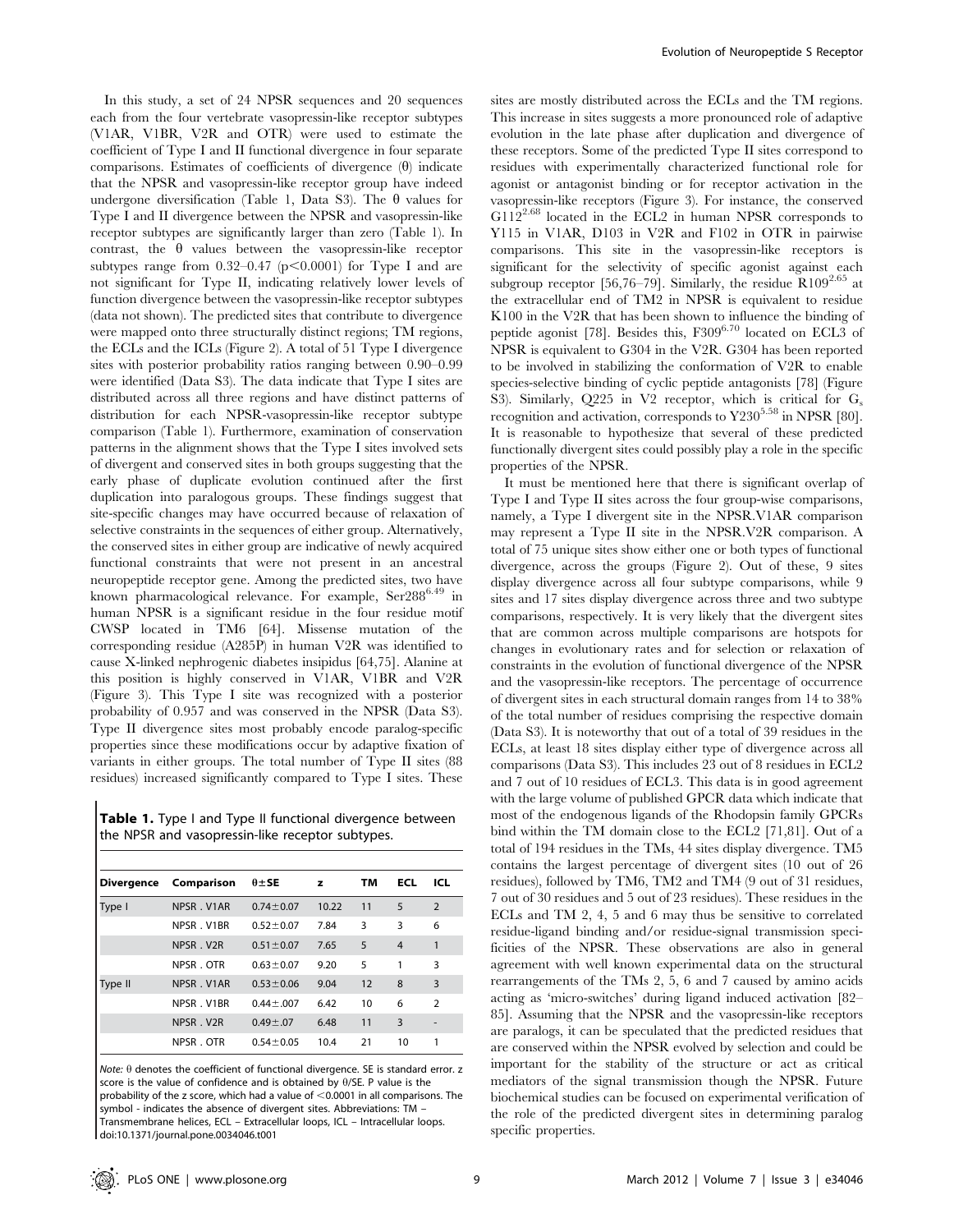In this study, a set of 24 NPSR sequences and 20 sequences each from the four vertebrate vasopressin-like receptor subtypes (V1AR, V1BR, V2R and OTR) were used to estimate the coefficient of Type I and II functional divergence in four separate comparisons. Estimates of coefficients of divergence (θ) indicate that the NPSR and vasopressin-like receptor group have indeed undergone diversification (Table 1, Data S3). The θ values for Type I and II divergence between the NPSR and vasopressin-like receptor subtypes are significantly larger than zero (Table 1). In contrast, the θ values between the vasopressin-like receptor subtypes range from 0.32–0.47 ($p<0.0001$) for Type I and are not significant for Type II, indicating relatively lower levels of function divergence between the vasopressin-like receptor subtypes (data not shown). The predicted sites that contribute to divergence were mapped onto three structurally distinct regions; TM regions, the ECLs and the ICLs (Figure 2). A total of 51 Type I divergence sites with posterior probability ratios ranging between 0.90–0.99 were identified (Data S3). The data indicate that Type I sites are distributed across all three regions and have distinct patterns of distribution for each NPSR-vasopressin-like receptor subtype comparison (Table 1). Furthermore, examination of conservation patterns in the alignment shows that the Type I sites involved sets of divergent and conserved sites in both groups suggesting that the early phase of duplicate evolution continued after the first duplication into paralogous groups. These findings suggest that site-specific changes may have occurred because of relaxation of selective constraints in the sequences of either group. Alternatively, the conserved sites in either group are indicative of newly acquired functional constraints that were not present in an ancestral neuropeptide receptor gene. Among the predicted sites, two have known pharmacological relevance. For example, Ser288$^{6.49}$ in human NPSR is a significant residue in the four residue motif CWSP located in TM6 [64]. Missense mutation of the corresponding residue (A285P) in human V2R was identified to cause X-linked nephrogenic diabetes insipidus [64,75]. Alanine at this position is highly conserved in V1AR, V1BR and V2R (Figure 3). This Type I site was recognized with a posterior probability of 0.957 and was conserved in the NPSR (Data S3). Type II divergence sites most probably encode paralog-specific properties since these modifications occur by adaptive fixation of variants in either groups. The total number of Type II sites (88 residues) increased significantly compared to Type I sites. These sites are mostly distributed across the ECLs and the TM regions. This increase in sites suggests a more pronounced role of adaptive evolution in the late phase after duplication and divergence of these receptors. Some of the predicted Type II sites correspond to residues with experimentally characterized functional role for agonist or antagonist binding or for receptor activation in the vasopressin-like receptors (Figure 3). For instance, the conserved G112$^{2.68}$ located in the ECL2 in human NPSR corresponds to Y115 in V1AR, D103 in V2R and F102 in OTR in pairwise comparisons. This site in the vasopressin-like receptors is significant for the selectivity of specific agonist against each subgroup receptor [56,76–79]. Similarly, the residue R109$^{2.65}$ at the extracellular end of TM2 in NPSR is equivalent to residue K100 in the V2R that has been shown to influence the binding of peptide agonist [78]. Besides this, F309$^{6.70}$ located on ECL3 of NPSR is equivalent to G304 in the V2R. G304 has been reported to be involved in stabilizing the conformation of V2R to enable species-selective binding of cyclic peptide antagonists [78] (Figure S3). Similarly, Q225 in V2 receptor, which is critical for $G_s$ recognition and activation, corresponds to Y230$^{5.58}$ in NPSR [80]. It is reasonable to hypothesize that several of these predicted functionally divergent sites could possibly play a role in the specific properties of the NPSR.

It must be mentioned here that there is significant overlap of Type I and Type II sites across the four group-wise comparisons, namely, a Type I divergent site in the NPSR.V1AR comparison may represent a Type II site in the NPSR.V2R comparison. A total of 75 unique sites show either one or both types of functional divergence, across the groups (Figure 2). Out of these, 9 sites display divergence across all four subtype comparisons, while 9 sites and 17 sites display divergence across three and two subtype comparisons, respectively. It is very likely that the divergent sites that are common across multiple comparisons are hotspots for changes in evolutionary rates and for selection or relaxation of constraints in the evolution of functional divergence of the NPSR and the vasopressin-like receptors. The percentage of occurrence of divergent sites in each structural domain ranges from 14 to 38% of the total number of residues comprising the respective domain (Data S3). It is noteworthy that out of a total of 39 residues in the ECLs, at least 18 sites display either type of divergence across all comparisons (Data S3). This includes 23 out of 8 residues in ECL2 and 7 out of 10 residues of ECL3. This data is in good agreement with the large volume of published GPCR data which indicate that most of the endogenous ligands of the Rhodopsin family GPCRs bind within the TM domain close to the ECL2 [71,81]. Out of a total of 194 residues in the TMs, 44 sites display divergence. TM5 contains the largest percentage of divergent sites (10 out of 26 residues), followed by TM6, TM2 and TM4 (9 out of 31 residues, 7 out of 30 residues and 5 out of 23 residues). These residues in the ECLs and TM 2, 4, 5 and 6 may thus be sensitive to correlated residue-ligand binding and/or residue-signal transmission specificities of the NPSR. These observations are also in general agreement with well known experimental data on the structural rearrangements of the TMs 2, 5, 6 and 7 caused by amino acids acting as 'micro-switches' during ligand induced activation [82–85]. Assuming that the NPSR and the vasopressin-like receptors are paralogs, it can be speculated that the predicted residues that are conserved within the NPSR evolved by selection and could be important for the stability of the structure or act as critical mediators of the signal transmission though the NPSR. Future biochemical studies can be focused on experimental verification of the role of the predicted divergent sites in determining paralog specific properties.

**Table 1.** Type I and Type II functional divergence between the NPSR and vasopressin-like receptor subtypes.

| Divergence | Comparison | θ±SE | z | TM | ECL | ICL |
|---|---|---|---|---|---|---|
| Type I | NPSR . V1AR | 0.74±0.07 | 10.22 | 11 | 5 | 2 |
| | NPSR . V1BR | 0.52±0.07 | 7.84 | 3 | 3 | 6 |
| | NPSR . V2R | 0.51±0.07 | 7.65 | 5 | 4 | 1 |
| | NPSR . OTR | 0.63±0.07 | 9.20 | 5 | 1 | 3 |
| Type II | NPSR . V1AR | 0.53±0.06 | 9.04 | 12 | 8 | 3 |
| | NPSR . V1BR | 0.44±.007 | 6.42 | 10 | 6 | 2 |
| | NPSR . V2R | 0.49±.07 | 6.48 | 11 | 3 | - |
| | NPSR . OTR | 0.54±0.05 | 10.4 | 21 | 10 | 1 |

*Note:* θ denotes the coefficient of functional divergence. SE is standard error. z score is the value of confidence and is obtained by θ/SE. P value is the probability of the z score, which had a value of <0.0001 in all comparisons. The symbol - indicates the absence of divergent sites. Abbreviations: TM – Transmembrane helices, ECL – Extracellular loops, ICL – Intracellular loops.
doi:10.1371/journal.pone.0034046.t001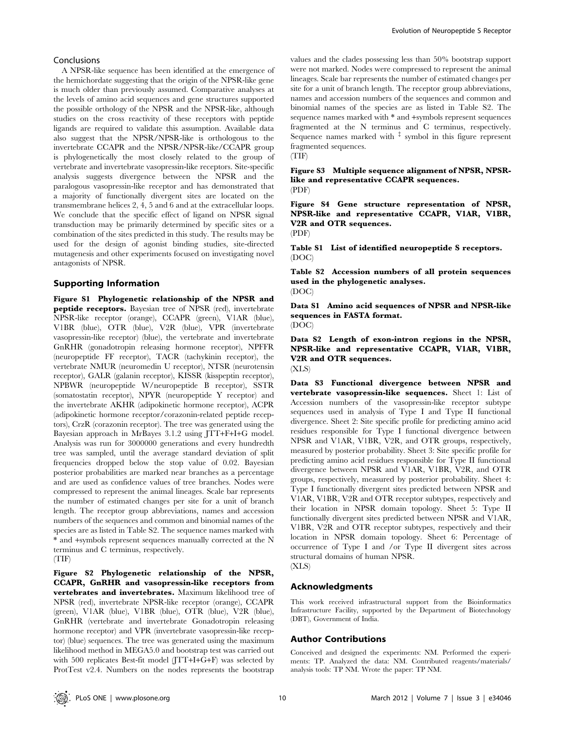## Conclusions

A NPSR-like sequence has been identified at the emergence of the hemichordate suggesting that the origin of the NPSR-like gene is much older than previously assumed. Comparative analyses at the levels of amino acid sequences and gene structures supported the possible orthology of the NPSR and the NPSR-like, although studies on the cross reactivity of these receptors with peptide ligands are required to validate this assumption. Available data also suggest that the NPSR/NPSR-like is orthologous to the invertebrate CCAPR and the NPSR/NPSR-like/CCAPR group is phylogenetically the most closely related to the group of vertebrate and invertebrate vasopressin-like receptors. Site-specific analysis suggests divergence between the NPSR and the paralogous vasopressin-like receptor and has demonstrated that a majority of functionally divergent sites are located on the transmembrane helices 2, 4, 5 and 6 and at the extracellular loops. We conclude that the specific effect of ligand on NPSR signal transduction may be primarily determined by specific sites or a combination of the sites predicted in this study. The results may be used for the design of agonist binding studies, site-directed mutagenesis and other experiments focused on investigating novel antagonists of NPSR.

## Supporting Information

**Figure S1 Phylogenetic relationship of the NPSR and peptide receptors.** Bayesian tree of NPSR (red), invertebrate NPSR-like receptor (orange), CCAPR (green), V1AR (blue), V1BR (blue), OTR (blue), V2R (blue), VPR (invertebrate vasopressin-like receptor) (blue), the vertebrate and invertebrate GnRHR (gonadotropin releasing hormone receptor), NPFFR (neuropeptide FF receptor), TACR (tachykinin receptor), the vertebrate NMUR (neuromedin U receptor), NTSR (neurotensin receptor), GALR (galanin receptor), KISSR (kisspeptin receptor), NPBWR (neuropeptide W/neuropeptide B receptor), SSTR (somatostatin receptor), NPYR (neuropeptide Y receptor) and the invertebrate AKHR (adipokinetic hormone receptor), ACPR (adipokinetic hormone receptor/corazonin-related peptide receptors), CrzR (corazonin receptor). The tree was generated using the Bayesian approach in MrBayes 3.1.2 using JTT+F+I+G model. Analysis was run for 3000000 generations and every hundredth tree was sampled, until the average standard deviation of split frequencies dropped below the stop value of 0.02. Bayesian posterior probabilities are marked near branches as a percentage and are used as confidence values of tree branches. Nodes were compressed to represent the animal lineages. Scale bar represents the number of estimated changes per site for a unit of branch length. The receptor group abbreviations, names and accession numbers of the sequences and common and binomial names of the species are as listed in Table S2. The sequence names marked with * and +symbols represent sequences manually corrected at the N terminus and C terminus, respectively.
(TIF)

**Figure S2 Phylogenetic relationship of the NPSR, CCAPR, GnRHR and vasopressin-like receptors from vertebrates and invertebrates.** Maximum likelihood tree of NPSR (red), invertebrate NPSR-like receptor (orange), CCAPR (green), V1AR (blue), V1BR (blue), OTR (blue), V2R (blue), GnRHR (vertebrate and invertebrate Gonadotropin releasing hormone receptor) and VPR (invertebrate vasopressin-like receptor) (blue) sequences. The tree was generated using the maximum likelihood method in MEGA5.0 and bootstrap test was carried out with 500 replicates Best-fit model (JTT+I+G+F) was selected by ProtTest v2.4. Numbers on the nodes represents the bootstrap values and the clades possessing less than 50% bootstrap support were not marked. Nodes were compressed to represent the animal lineages. Scale bar represents the number of estimated changes per site for a unit of branch length. The receptor group abbreviations, names and accession numbers of the sequences and common and binomial names of the species are as listed in Table S2. The sequence names marked with * and +symbols represent sequences fragmented at the N terminus and C terminus, respectively. Sequence names marked with ‡ symbol in this figure represent fragmented sequences.
(TIF)

**Figure S3 Multiple sequence alignment of NPSR, NPSR-like and representative CCAPR sequences.**
(PDF)

**Figure S4 Gene structure representation of NPSR, NPSR-like and representative CCAPR, V1AR, V1BR, V2R and OTR sequences.**
(PDF)

**Table S1 List of identified neuropeptide S receptors.**
(DOC)

**Table S2 Accession numbers of all protein sequences used in the phylogenetic analyses.**
(DOC)

**Data S1 Amino acid sequences of NPSR and NPSR-like sequences in FASTA format.**
(DOC)

**Data S2 Length of exon-intron regions in the NPSR, NPSR-like and representative CCAPR, V1AR, V1BR, V2R and OTR sequences.**
(XLS)

**Data S3 Functional divergence between NPSR and vertebrate vasopressin-like sequences.** Sheet 1: List of Accession numbers of the vasopressin-like receptor subtype sequences used in analysis of Type I and Type II functional divergence. Sheet 2: Site specific profile for predicting amino acid residues responsible for Type I functional divergence between NPSR and V1AR, V1BR, V2R, and OTR groups, respectively, measured by posterior probability. Sheet 3: Site specific profile for predicting amino acid residues responsible for Type II functional divergence between NPSR and V1AR, V1BR, V2R, and OTR groups, respectively, measured by posterior probability. Sheet 4: Type I functionally divergent sites predicted between NPSR and V1AR, V1BR, V2R and OTR receptor subtypes, respectively and their location in NPSR domain topology. Sheet 5: Type II functionally divergent sites predicted between NPSR and V1AR, V1BR, V2R and OTR receptor subtypes, respectively and their location in NPSR domain topology. Sheet 6: Percentage of occurrence of Type I and /or Type II divergent sites across structural domains of human NPSR.
(XLS)

## Acknowledgments

This work received infrastructural support from the Bioinformatics Infrastructure Facility, supported by the Department of Biotechnology (DBT), Government of India.

## Author Contributions

Conceived and designed the experiments: NM. Performed the experiments: TP. Analyzed the data: NM. Contributed reagents/materials/analysis tools: TP NM. Wrote the paper: TP NM.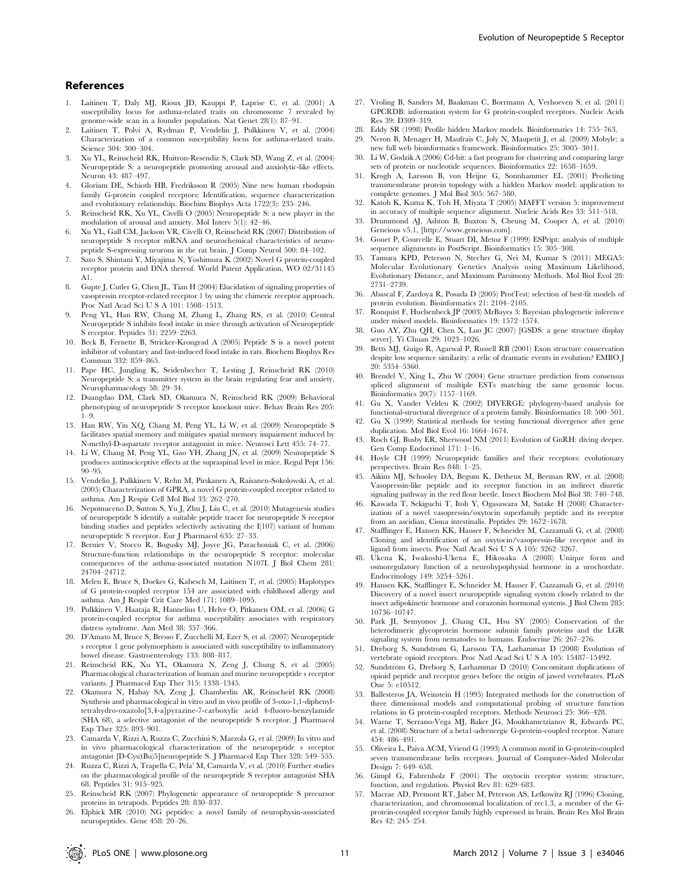## References

1. Laitinen T, Daly MJ, Rioux JD, Kauppi P, Laprise C, et al. (2001) A susceptibility locus for asthma-related traits on chromosome 7 revealed by genome-wide scan in a founder population. Nat Genet 28(1): 87–91.
2. Laitinen T, Polvi A, Rydman P, Vendelin J, Pulkkinen V, et al. (2004) Characterization of a common susceptibility locus for asthma-related traits. Science 304: 300–304.
3. Xu YL, Reinscheid RK, Huitron-Resendiz S, Clark SD, Wang Z, et al. (2004) Neuropeptide S: a neuropeptide promoting arousal and anxiolytic-like effects. Neuron 43: 487–497.
4. Gloriam DE, Schioth HB, Fredriksson R (2005) Nine new human rhodopsin family G-protein coupled receptors: Identification, sequence characterization and evolutionary relationship. Biochim Biophys Acta 1722(3): 235–246.
5. Reinscheid RK, Xu YL, Civelli O (2005) Neuropeptide S: a new player in the modulation of arousal and anxiety. Mol Interv 5(1): 42–46.
6. Xu YL, Gall CM, Jackson VR, Civelli O, Reinscheid RK (2007) Distribution of neuropeptide S receptor mRNA and neurochemical characteristics of neuropeptide S-expressing neurons in the rat brain. J Comp Neurol 500: 84–102.
7. Sato S, Shintani Y, Miyajima N, Yoshimura K (2002) Novel G protein-coupled receptor protein and DNA thereof. World Patent Application, WO 02/31145 A1.
8. Gupte J, Cutler G, Chen JL, Tian H (2004) Elucidation of signaling properties of vasopressin receptor-related receptor 1 by using the chimeric receptor approach. Proc Natl Acad Sci U S A 101: 1508–1513.
9. Peng YL, Han RW, Chang M, Zhang L, Zhang RS, et al. (2010) Central Neuropeptide S inhibits food intake in mice through activation of Neuropeptide S receptor. Peptides 31: 2259–2263.
10. Beck B, Fernette B, Stricker-Krongrad A (2005) Peptide S is a novel potent inhibitor of voluntary and fast-induced food intake in rats. Biochem Biophys Res Commun 332: 859–865.
11. Pape HC, Jungling K, Seidenbecher T, Lesting J, Reinscheid RK (2010) Neuropeptide S: a transmitter system in the brain regulating fear and anxiety. Neuropharmacology 58: 29–34.
12. Duangdao DM, Clark SD, Okamura N, Reinscheid RK (2009) Behavioral phenotyping of neuropeptide S receptor knockout mice. Behav Brain Res 205: 1–9.
13. Han RW, Yin XQ, Chang M, Peng YL, Li W, et al. (2009) Neuropeptide S facilitates spatial memory and mitigates spatial memory impairment induced by N-methyl-D-aspartate receptor antagonist in mice. Neurosci Lett 455: 74–77.
14. Li W, Chang M, Peng YL, Gao YH, Zhang JN, et al. (2009) Neuropeptide S produces antinociceptive effects at the supraspinal level in mice. Regul Pept 156: 90–95.
15. Vendelin J, Pulkkinen V, Rehn M, Pirskanen A, Raisanen-Sokolowski A, et al. (2005) Characterization of GPRA, a novel G protein-coupled receptor related to asthma. Am J Respir Cell Mol Biol 33: 262–270.
16. Nepomuceno D, Sutton S, Yu J, Zhu J, Liu C, et al. (2010) Mutagenesis studies of neuropeptide S identify a suitable peptide tracer for neuropeptide S receptor binding studies and peptides selectively activating the I(107) variant of human neuropeptide S receptor. Eur J Pharmacol 635: 27–33.
17. Bernier V, Stocco R, Bogusky MJ, Joyce JG, Parachoniak C, et al. (2006) Structure-function relationships in the neuropeptide S receptor: molecular consequences of the asthma-associated mutation N107I. J Biol Chem 281: 24704–24712.
18. Melen E, Bruce S, Doekes G, Kabesch M, Laitinen T, et al. (2005) Haplotypes of G protein-coupled receptor 154 are associated with childhood allergy and asthma. Am J Respir Crit Care Med 171: 1089–1095.
19. Pulkkinen V, Haataja R, Hannelius U, Helve O, Pitkanen OM, et al. (2006) G protein-coupled receptor for asthma susceptibility associates with respiratory distress syndrome. Ann Med 38: 357–366.
20. D'Amato M, Bruce S, Bresso F, Zucchelli M, Ezer S, et al. (2007) Neuropeptide s receptor 1 gene polymorphism is associated with susceptibility to inflammatory bowel disease. Gastroenterology 133: 808–817.
21. Reinscheid RK, Xu YL, Okamura N, Zeng J, Chung S, et al. (2005) Pharmacological characterization of human and murine neuropeptide s receptor variants. J Pharmacol Exp Ther 315: 1338–1345.
22. Okamura N, Habay SA, Zeng J, Chamberlin AR, Reinscheid RK (2008) Synthesis and pharmacological in vitro and in vivo profile of 3-oxo-1,1-diphenyl-tetrahydro-oxazolo[3,4-a]pyrazine-7-carboxylic acid 4-fluoro-benzylamide (SHA 68), a selective antagonist of the neuropeptide S receptor. J Pharmacol Exp Ther 325: 893–901.
23. Camarda V, Rizzi A, Ruzza C, Zucchini S, Marzola G, et al. (2009) In vitro and in vivo pharmacological characterization of the neuropeptide s receptor antagonist [D-Cys(tBu)5]neuropeptide S. J Pharmacol Exp Ther 328: 549–555.
24. Ruzza C, Rizzi A, Trapella C, Pela' M, Camarda V, et al. (2010) Further studies on the pharmacological profile of the neuropeptide S receptor antagonist SHA 68. Peptides 31: 915–925.
25. Reinscheid RK (2007) Phylogenetic appearance of neuropeptide S precursor proteins in tetrapods. Peptides 28: 830–837.
26. Elphick MR (2010) NG peptides: a novel family of neurophysin-associated neuropeptides. Gene 458: 20–26.
27. Vroling B, Sanders M, Baakman C, Borrmann A, Verhoeven S, et al. (2011) GPCRDB: information system for G protein-coupled receptors. Nucleic Acids Res 39: D309–319.
28. Eddy SR (1998) Profile hidden Markov models. Bioinformatics 14: 755–763.
29. Neron B, Menager H, Maufrais C, Joly N, Maupetit J, et al. (2009) Mobyle: a new full web bioinformatics framework. Bioinformatics 25: 3005–3011.
30. Li W, Godzik A (2006) Cd-hit: a fast program for clustering and comparing large sets of protein or nucleotide sequences. Bioinformatics 22: 1658–1659.
31. Krogh A, Larsson B, von Heijne G, Sonnhammer EL (2001) Predicting transmembrane protein topology with a hidden Markov model: application to complete genomes. J Mol Biol 305: 567–580.
32. Katoh K, Kuma K, Toh H, Miyata T (2005) MAFFT version 5: improvement in accuracy of multiple sequence alignment. Nucleic Acids Res 33: 511–518.
33. Drummond AJ, Ashton B, Buxton S, Cheung M, Cooper A, et al. (2010) Geneious v5.1, [http://www.geneious.com].
34. Gouet P, Courcelle E, Stuart DI, Metoz F (1999) ESPript: analysis of multiple sequence alignments in PostScript. Bioinformatics 15: 305–308.
35. Tamura KPD, Peterson N, Stecher G, Nei M, Kumar S (2011) MEGA5: Molecular Evolutionary Genetics Analysis using Maximum Likelihood, Evolutionary Distance, and Maximum Parsimony Methods. Mol Biol Evol 28: 2731–2739.
36. Abascal F, Zardoya R, Posada D (2005) ProtTest: selection of best-fit models of protein evolution. Bioinformatics 21: 2104–2105.
37. Ronquist F, Huelsenbeck JP (2003) MrBayes 3: Bayesian phylogenetic inference under mixed models. Bioinformatics 19: 1572–1574.
38. Guo AY, Zhu QH, Chen X, Luo JC (2007) [GSDS: a gene structure display server]. Yi Chuan 29: 1023–1026.
39. Betts MJ, Guigo R, Agarwal P, Russell RB (2001) Exon structure conservation despite low sequence similarity: a relic of dramatic events in evolution? EMBO J 20: 5354–5360.
40. Brendel V, Xing L, Zhu W (2004) Gene structure prediction from consensus spliced alignment of multiple ESTs matching the same genomic locus. Bioinformatics 20(7): 1157–1169.
41. Gu X, Vander Velden K (2002) DIVERGE: phylogeny-based analysis for functional-structural divergence of a protein family. Bioinformatics 18: 500–501.
42. Gu X (1999) Statistical methods for testing functional divergence after gene duplication. Mol Biol Evol 16: 1664–1674.
43. Roch GJ, Busby ER, Sherwood NM (2011) Evolution of GnRH: diving deeper. Gen Comp Endocrinol 171: 1–16.
44. Hoyle CH (1999) Neuropeptide families and their receptors: evolutionary perspectives. Brain Res 848: 1–25.
45. Aikins MJ, Schooley DA, Begum K, Detheux M, Beeman RW, et al. (2008) Vasopressin-like peptide and its receptor function in an indirect diuretic signaling pathway in the red flour beetle. Insect Biochem Mol Biol 38: 740–748.
46. Kawada T, Sekiguchi T, Itoh Y, Ogasawara M, Satake H (2008) Characterization of a novel vasopressin/oxytocin superfamily peptide and its receptor from an ascidian, Ciona intestinalis. Peptides 29: 1672–1678.
47. Stafflinger E, Hansen KK, Hauser F, Schneider M, Cazzamali G, et al. (2008) Cloning and identification of an oxytocin/vasopressin-like receptor and its ligand from insects. Proc Natl Acad Sci U S A 105: 3262–3267.
48. Ukena K, Iwakoshi-Ukena E, Hikosaka A (2008) Unique form and osmoregulatory function of a neurohypophysial hormone in a urochordate. Endocrinology 149: 5254–5261.
49. Hansen KK, Stafflinger E, Schneider M, Hauser F, Cazzamali G, et al. (2010) Discovery of a novel insect neuropeptide signaling system closely related to the insect adipokinetic hormone and corazonin hormonal systems. J Biol Chem 285: 10736–10747.
50. Park JI, Semyonov J, Chang CL, Hsu SY (2005) Conservation of the heterodimeric glycoprotein hormone subunit family proteins and the LGR signaling system from nematodes to humans. Endocrine 26: 267–276.
51. Dreborg S, Sundstrom G, Larsson TA, Larhammar D (2008) Evolution of vertebrate opioid receptors. Proc Natl Acad Sci U S A 105: 15487–15492.
52. Sundström G, Dreborg S, Larhammar D (2010) Concomitant duplications of opioid peptide and receptor genes before the origin of jawed vertebrates. PLoS One 5: e10512.
53. Ballesteros JA, Weinstein H (1995) Integrated methods for the construction of three dimensional models and computational probing of structure function relations in G protein-coupled receptors. Methods Neurosci 25: 366–428.
54. Warne T, Serrano-Vega MJ, Baker JG, Moukhametzianov R, Edwards PC, et al. (2008) Structure of a beta1-adrenergic G-protein-coupled receptor. Nature 454: 486–491.
55. Oliveira L, Paiva ACM, Vriend G (1993) A common motif in G-protein-coupled seven transmembrane helix receptors. Journal of Computer-Aided Molecular Design 7: 649–658.
56. Gimpl G, Fahrenholz F (2001) The oxytocin receptor system: structure, function, and regulation. Physiol Rev 81: 629–683.
57. Macrae AD, Premont RT, Jaber M, Peterson AS, Lefkowitz RJ (1996) Cloning, characterization, and chromosomal localization of rec1.3, a member of the G-protein-coupled receptor family highly expressed in brain. Brain Res Mol Brain Res 42: 245–254.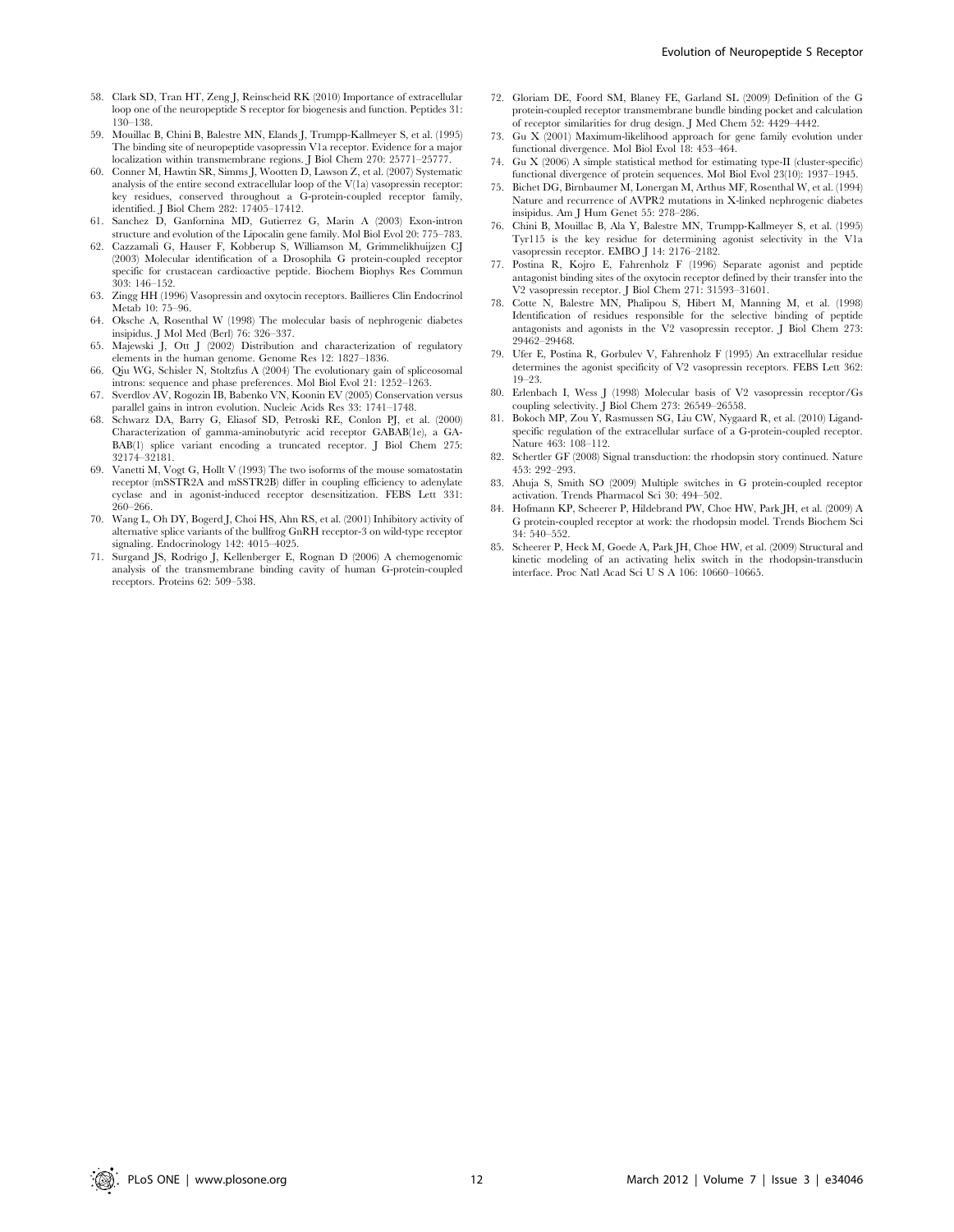58. Clark SD, Tran HT, Zeng J, Reinscheid RK (2010) Importance of extracellular loop one of the neuropeptide S receptor for biogenesis and function. Peptides 31: 130–138.
59. Mouillac B, Chini B, Balestre MN, Elands J, Trumpp-Kallmeyer S, et al. (1995) The binding site of neuropeptide vasopressin V1a receptor. Evidence for a major localization within transmembrane regions. J Biol Chem 270: 25771–25777.
60. Conner M, Hawtin SR, Simms J, Wootten D, Lawson Z, et al. (2007) Systematic analysis of the entire second extracellular loop of the V(1a) vasopressin receptor: key residues, conserved throughout a G-protein-coupled receptor family, identified. J Biol Chem 282: 17405–17412.
61. Sanchez D, Ganfornina MD, Gutierrez G, Marin A (2003) Exon-intron structure and evolution of the Lipocalin gene family. Mol Biol Evol 20: 775–783.
62. Cazzamali G, Hauser F, Kobberup S, Williamson M, Grimmelikhuijzen CJ (2003) Molecular identification of a Drosophila G protein-coupled receptor specific for crustacean cardioactive peptide. Biochem Biophys Res Commun 303: 146–152.
63. Zingg HH (1996) Vasopressin and oxytocin receptors. Baillieres Clin Endocrinol Metab 10: 75–96.
64. Oksche A, Rosenthal W (1998) The molecular basis of nephrogenic diabetes insipidus. J Mol Med (Berl) 76: 326–337.
65. Majewski J, Ott J (2002) Distribution and characterization of regulatory elements in the human genome. Genome Res 12: 1827–1836.
66. Qiu WG, Schisler N, Stoltzfus A (2004) The evolutionary gain of spliceosomal introns: sequence and phase preferences. Mol Biol Evol 21: 1252–1263.
67. Sverdlov AV, Rogozin IB, Babenko VN, Koonin EV (2005) Conservation versus parallel gains in intron evolution. Nucleic Acids Res 33: 1741–1748.
68. Schwarz DA, Barry G, Eliasof SD, Petroski RE, Conlon PJ, et al. (2000) Characterization of gamma-aminobutyric acid receptor GABAB(1e), a GABAB(1) splice variant encoding a truncated receptor. J Biol Chem 275: 32174–32181.
69. Vanetti M, Vogt G, Hollt V (1993) The two isoforms of the mouse somatostatin receptor (mSSTR2A and mSSTR2B) differ in coupling efficiency to adenylate cyclase and in agonist-induced receptor desensitization. FEBS Lett 331: 260–266.
70. Wang L, Oh DY, Bogerd J, Choi HS, Ahn RS, et al. (2001) Inhibitory activity of alternative splice variants of the bullfrog GnRH receptor-3 on wild-type receptor signaling. Endocrinology 142: 4015–4025.
71. Surgand JS, Rodrigo J, Kellenberger E, Rognan D (2006) A chemogenomic analysis of the transmembrane binding cavity of human G-protein-coupled receptors. Proteins 62: 509–538.
72. Gloriam DE, Foord SM, Blaney FE, Garland SL (2009) Definition of the G protein-coupled receptor transmembrane bundle binding pocket and calculation of receptor similarities for drug design. J Med Chem 52: 4429–4442.
73. Gu X (2001) Maximum-likelihood approach for gene family evolution under functional divergence. Mol Biol Evol 18: 453–464.
74. Gu X (2006) A simple statistical method for estimating type-II (cluster-specific) functional divergence of protein sequences. Mol Biol Evol 23(10): 1937–1945.
75. Bichet DG, Birnbaumer M, Lonergan M, Arthus MF, Rosenthal W, et al. (1994) Nature and recurrence of AVPR2 mutations in X-linked nephrogenic diabetes insipidus. Am J Hum Genet 55: 278–286.
76. Chini B, Mouillac B, Ala Y, Balestre MN, Trumpp-Kallmeyer S, et al. (1995) Tyr115 is the key residue for determining agonist selectivity in the V1a vasopressin receptor. EMBO J 14: 2176–2182.
77. Postina R, Kojro E, Fahrenholz F (1996) Separate agonist and peptide antagonist binding sites of the oxytocin receptor defined by their transfer into the V2 vasopressin receptor. J Biol Chem 271: 31593–31601.
78. Cotte N, Balestre MN, Phalipou S, Hibert M, Manning M, et al. (1998) Identification of residues responsible for the selective binding of peptide antagonists and agonists in the V2 vasopressin receptor. J Biol Chem 273: 29462–29468.
79. Ufer E, Postina R, Gorbulev V, Fahrenholz F (1995) An extracellular residue determines the agonist specificity of V2 vasopressin receptors. FEBS Lett 362: 19–23.
80. Erlenbach I, Wess J (1998) Molecular basis of V2 vasopressin receptor/Gs coupling selectivity. J Biol Chem 273: 26549–26558.
81. Bokoch MP, Zou Y, Rasmussen SG, Liu CW, Nygaard R, et al. (2010) Ligand-specific regulation of the extracellular surface of a G-protein-coupled receptor. Nature 463: 108–112.
82. Schertler GF (2008) Signal transduction: the rhodopsin story continued. Nature 453: 292–293.
83. Ahuja S, Smith SO (2009) Multiple switches in G protein-coupled receptor activation. Trends Pharmacol Sci 30: 494–502.
84. Hofmann KP, Scheerer P, Hildebrand PW, Choe HW, Park JH, et al. (2009) A G protein-coupled receptor at work: the rhodopsin model. Trends Biochem Sci 34: 540–552.
85. Scheerer P, Heck M, Goede A, Park JH, Choe HW, et al. (2009) Structural and kinetic modeling of an activating helix switch in the rhodopsin-transducin interface. Proc Natl Acad Sci U S A 106: 10660–10665.